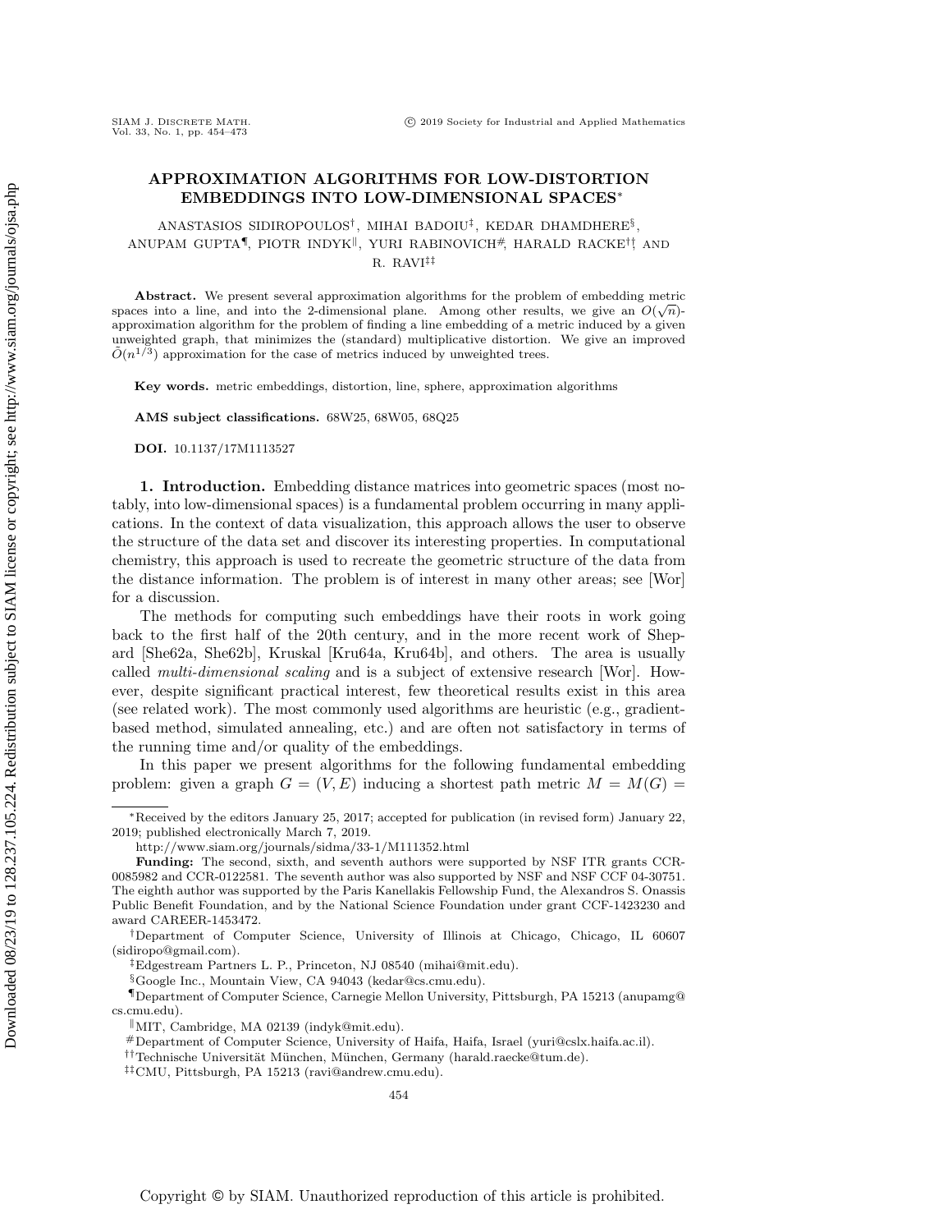# APPROXIMATION ALGORITHMS FOR LOW-DISTORTION EMBEDDINGS INTO LOW-DIMENSIONAL SPACES*

ANASTASIOS SIDIROPOULOS[†], MIHAI BADOIU[‡], KEDAR DHAMDHERE[§], ANUPAM GUPTA[¶], PIOTR INDYK[‖], YURI RABINOVICH[#], HARALD RACKE[††], AND R. RAVI[‡‡]

**Abstract.** We present several approximation algorithms for the problem of embedding metric spaces into a line, and into the 2-dimensional plane. Among other results, we give an $O(\sqrt{n})$-approximation algorithm for the problem of finding a line embedding of a metric induced by a given unweighted graph, that minimizes the (standard) multiplicative distortion. We give an improved $\tilde{O}(n^{1/3})$ approximation for the case of metrics induced by unweighted trees.

**Key words.** metric embeddings, distortion, line, sphere, approximation algorithms

**AMS subject classifications.** 68W25, 68W05, 68Q25

**DOI.** 10.1137/17M1113527

## 1. Introduction.

Embedding distance matrices into geometric spaces (most notably, into low-dimensional spaces) is a fundamental problem occurring in many applications. In the context of data visualization, this approach allows the user to observe the structure of the data set and discover its interesting properties. In computational chemistry, this approach is used to recreate the geometric structure of the data from the distance information. The problem is of interest in many other areas; see [Wor] for a discussion.

The methods for computing such embeddings have their roots in work going back to the first half of the 20th century, and in the more recent work of Shepard [She62a, She62b], Kruskal [Kru64a, Kru64b], and others. The area is usually called *multi-dimensional scaling* and is a subject of extensive research [Wor]. However, despite significant practical interest, few theoretical results exist in this area (see related work). The most commonly used algorithms are heuristic (e.g., gradient-based method, simulated annealing, etc.) and are often not satisfactory in terms of the running time and/or quality of the embeddings.

In this paper we present algorithms for the following fundamental embedding problem: given a graph $G = (V, E)$ inducing a shortest path metric $M = M(G) =$

---

*Received by the editors January 25, 2017; accepted for publication (in revised form) January 22, 2019; published electronically March 7, 2019.

http://www.siam.org/journals/sidma/33-1/M111352.html

**Funding:** The second, sixth, and seventh authors were supported by NSF ITR grants CCR-0085982 and CCR-0122581. The seventh author was also supported by NSF and NSF CCF 04-30751. The eighth author was supported by the Paris Kanellakis Fellowship Fund, the Alexandros S. Onassis Public Benefit Foundation, and by the National Science Foundation under grant CCF-1423230 and award CAREER-1453472.

[†]Department of Computer Science, University of Illinois at Chicago, Chicago, IL 60607 (sidiropo@gmail.com).

[‡]Edgestream Partners L. P., Princeton, NJ 08540 (mihai@mit.edu).

[§]Google Inc., Mountain View, CA 94043 (kedar@cs.cmu.edu).

[¶]Department of Computer Science, Carnegie Mellon University, Pittsburgh, PA 15213 (anupamg@cs.cmu.edu).

[‖]MIT, Cambridge, MA 02139 (indyk@mit.edu).

[#]Department of Computer Science, University of Haifa, Haifa, Israel (yuri@cslx.haifa.ac.il).

[††]Technische Universität München, München, Germany (harald.raecke@tum.de).

[‡‡]CMU, Pittsburgh, PA 15213 (ravi@andrew.cmu.edu).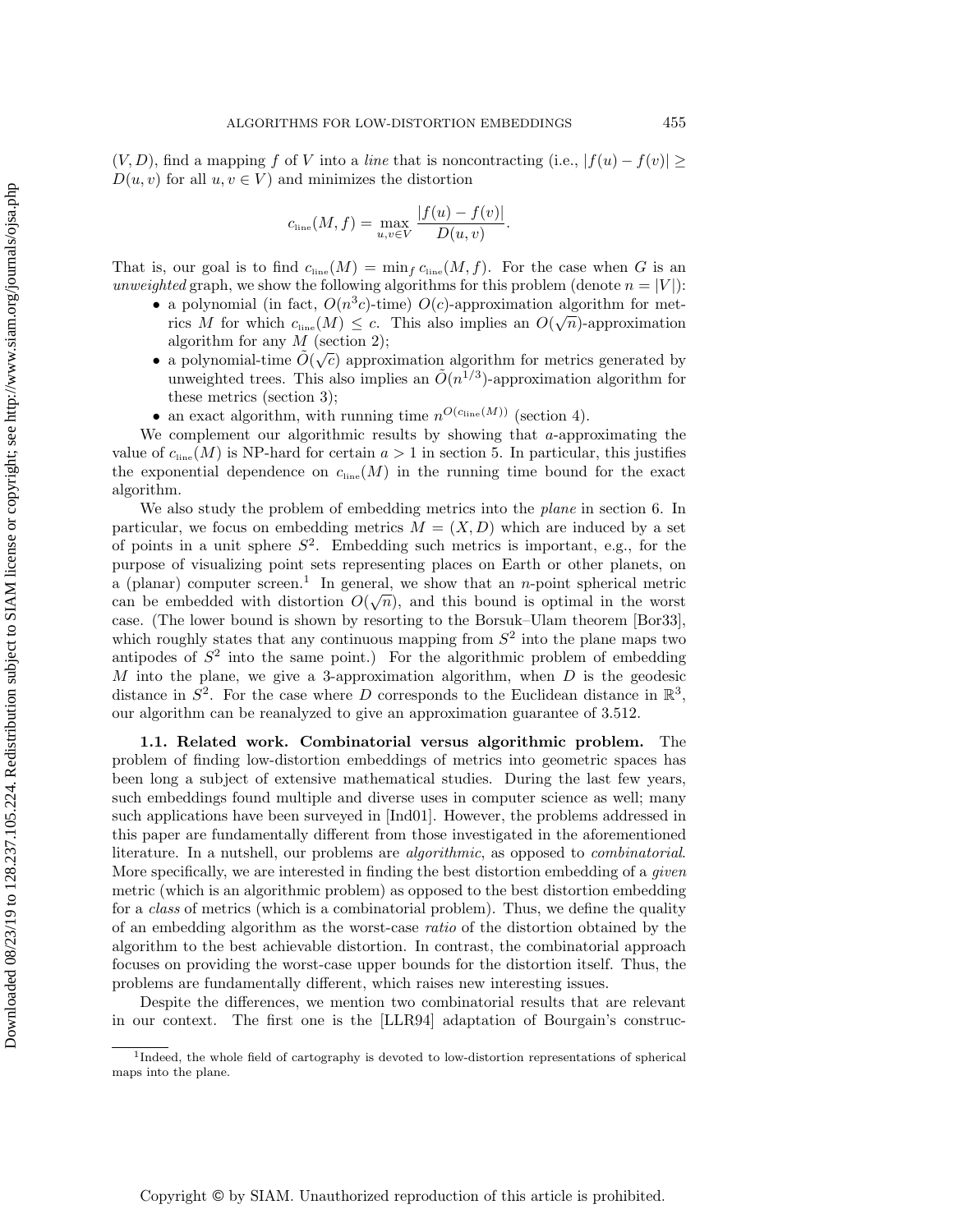$(V, D)$, find a mapping $f$ of $V$ into a *line* that is noncontracting (i.e., $|f(u) - f(v)| \geq D(u, v)$ for all $u, v \in V$) and minimizes the distortion

$$c_{\text{line}}(M, f) = \max_{u,v \in V} \frac{|f(u) - f(v)|}{D(u, v)}.$$

That is, our goal is to find $c_{\text{line}}(M) = \min_f c_{\text{line}}(M, f)$. For the case when $G$ is an *unweighted* graph, we show the following algorithms for this problem (denote $n = |V|$):

- a polynomial (in fact, $O(n^3 c)$-time) $O(c)$-approximation algorithm for metrics $M$ for which $c_{\text{line}}(M) \leq c$. This also implies an $O(\sqrt{n})$-approximation algorithm for any $M$ (section 2);
- a polynomial-time $\tilde{O}(\sqrt{c})$ approximation algorithm for metrics generated by unweighted trees. This also implies an $\tilde{O}(n^{1/3})$-approximation algorithm for these metrics (section 3);
- an exact algorithm, with running time $n^{O(c_{\text{line}}(M))}$ (section 4).

We complement our algorithmic results by showing that $a$-approximating the value of $c_{\text{line}}(M)$ is NP-hard for certain $a > 1$ in section 5. In particular, this justifies the exponential dependence on $c_{\text{line}}(M)$ in the running time bound for the exact algorithm.

We also study the problem of embedding metrics into the *plane* in section 6. In particular, we focus on embedding metrics $M = (X, D)$ which are induced by a set of points in a unit sphere $S^2$. Embedding such metrics is important, e.g., for the purpose of visualizing point sets representing places on Earth or other planets, on a (planar) computer screen.[1] In general, we show that an $n$-point spherical metric can be embedded with distortion $O(\sqrt{n})$, and this bound is optimal in the worst case. (The lower bound is shown by resorting to the Borsuk–Ulam theorem [Bor33], which roughly states that any continuous mapping from $S^2$ into the plane maps two antipodes of $S^2$ into the same point.) For the algorithmic problem of embedding $M$ into the plane, we give a 3-approximation algorithm, when $D$ is the geodesic distance in $S^2$. For the case where $D$ corresponds to the Euclidean distance in $\mathbb{R}^3$, our algorithm can be reanalyzed to give an approximation guarantee of 3.512.

**1.1. Related work. Combinatorial versus algorithmic problem.** The problem of finding low-distortion embeddings of metrics into geometric spaces has been long a subject of extensive mathematical studies. During the last few years, such embeddings found multiple and diverse uses in computer science as well; many such applications have been surveyed in [Ind01]. However, the problems addressed in this paper are fundamentally different from those investigated in the aforementioned literature. In a nutshell, our problems are *algorithmic*, as opposed to *combinatorial*. More specifically, we are interested in finding the best distortion embedding of a *given* metric (which is an algorithmic problem) as opposed to the best distortion embedding for a *class* of metrics (which is a combinatorial problem). Thus, we define the quality of an embedding algorithm as the worst-case *ratio* of the distortion obtained by the algorithm to the best achievable distortion. In contrast, the combinatorial approach focuses on providing the worst-case upper bounds for the distortion itself. Thus, the problems are fundamentally different, which raises new interesting issues.

Despite the differences, we mention two combinatorial results that are relevant in our context. The first one is the [LLR94] adaptation of Bourgain's construc-

[1] Indeed, the whole field of cartography is devoted to low-distortion representations of spherical maps into the plane.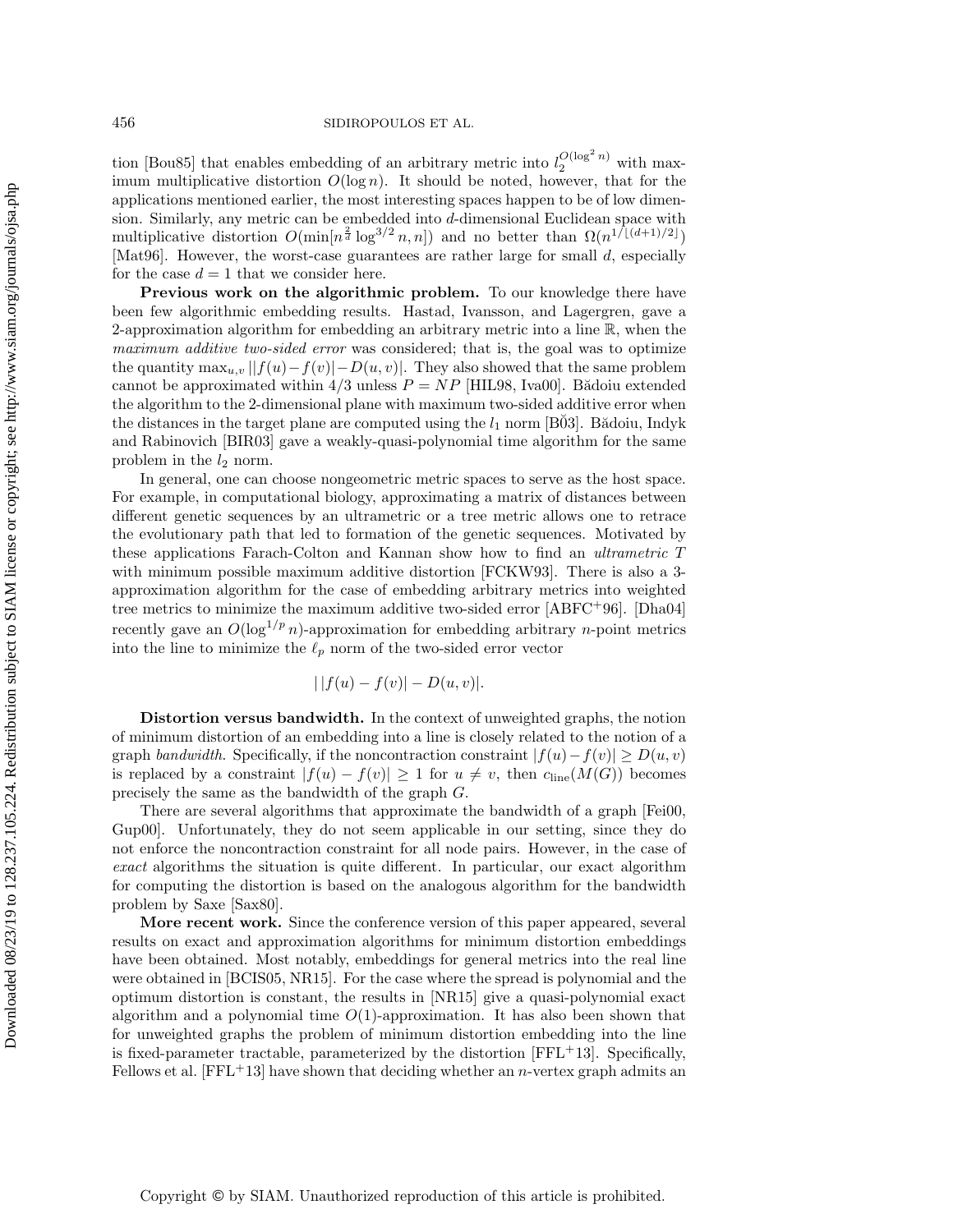tion [Bou85] that enables embedding of an arbitrary metric into $l_2^{O(\log^2 n)}$ with maximum multiplicative distortion $O(\log n)$. It should be noted, however, that for the applications mentioned earlier, the most interesting spaces happen to be of low dimension. Similarly, any metric can be embedded into $d$-dimensional Euclidean space with multiplicative distortion $O(\min[n^{\frac{2}{d}} \log^{3/2} n, n])$ and no better than $\Omega(n^{1/\lfloor (d+1)/2 \rfloor})$ [Mat96]. However, the worst-case guarantees are rather large for small $d$, especially for the case $d = 1$ that we consider here.

**Previous work on the algorithmic problem.** To our knowledge there have been few algorithmic embedding results. Hastad, Ivansson, and Lagergren, gave a 2-approximation algorithm for embedding an arbitrary metric into a line $\mathbb{R}$, when the *maximum additive two-sided error* was considered; that is, the goal was to optimize the quantity $\max_{u,v} ||f(u)-f(v)|-D(u,v)|$. They also showed that the same problem cannot be approximated within $4/3$ unless $P = NP$ [HIL98, Iva00]. Bădoiu extended the algorithm to the 2-dimensional plane with maximum two-sided additive error when the distances in the target plane are computed using the $l_1$ norm [B03]. Bădoiu, Indyk and Rabinovich [BIR03] gave a weakly-quasi-polynomial time algorithm for the same problem in the $l_2$ norm.

In general, one can choose nongeometric metric spaces to serve as the host space. For example, in computational biology, approximating a matrix of distances between different genetic sequences by an ultrametric or a tree metric allows one to retrace the evolutionary path that led to formation of the genetic sequences. Motivated by these applications Farach-Colton and Kannan show how to find an *ultrametric* $T$ with minimum possible maximum additive distortion [FCKW93]. There is also a 3-approximation algorithm for the case of embedding arbitrary metrics into weighted tree metrics to minimize the maximum additive two-sided error [ABFC+96]. [Dha04] recently gave an $O(\log^{1/p} n)$-approximation for embedding arbitrary $n$-point metrics into the line to minimize the $\ell_p$ norm of the two-sided error vector

$$||f(u) - f(v)| - D(u, v)|.$$

**Distortion versus bandwidth.** In the context of unweighted graphs, the notion of minimum distortion of an embedding into a line is closely related to the notion of a graph *bandwidth*. Specifically, if the noncontraction constraint $|f(u)-f(v)| \geq D(u, v)$ is replaced by a constraint $|f(u) - f(v)| \geq 1$ for $u \neq v$, then $c_{\text{line}}(M(G))$ becomes precisely the same as the bandwidth of the graph $G$.

There are several algorithms that approximate the bandwidth of a graph [Fei00, Gup00]. Unfortunately, they do not seem applicable in our setting, since they do not enforce the noncontraction constraint for all node pairs. However, in the case of *exact* algorithms the situation is quite different. In particular, our exact algorithm for computing the distortion is based on the analogous algorithm for the bandwidth problem by Saxe [Sax80].

**More recent work.** Since the conference version of this paper appeared, several results on exact and approximation algorithms for minimum distortion embeddings have been obtained. Most notably, embeddings for general metrics into the real line were obtained in [BCIS05, NR15]. For the case where the spread is polynomial and the optimum distortion is constant, the results in [NR15] give a quasi-polynomial exact algorithm and a polynomial time $O(1)$-approximation. It has also been shown that for unweighted graphs the problem of minimum distortion embedding into the line is fixed-parameter tractable, parameterized by the distortion [FFL+13]. Specifically, Fellows et al. [FFL+13] have shown that deciding whether an $n$-vertex graph admits an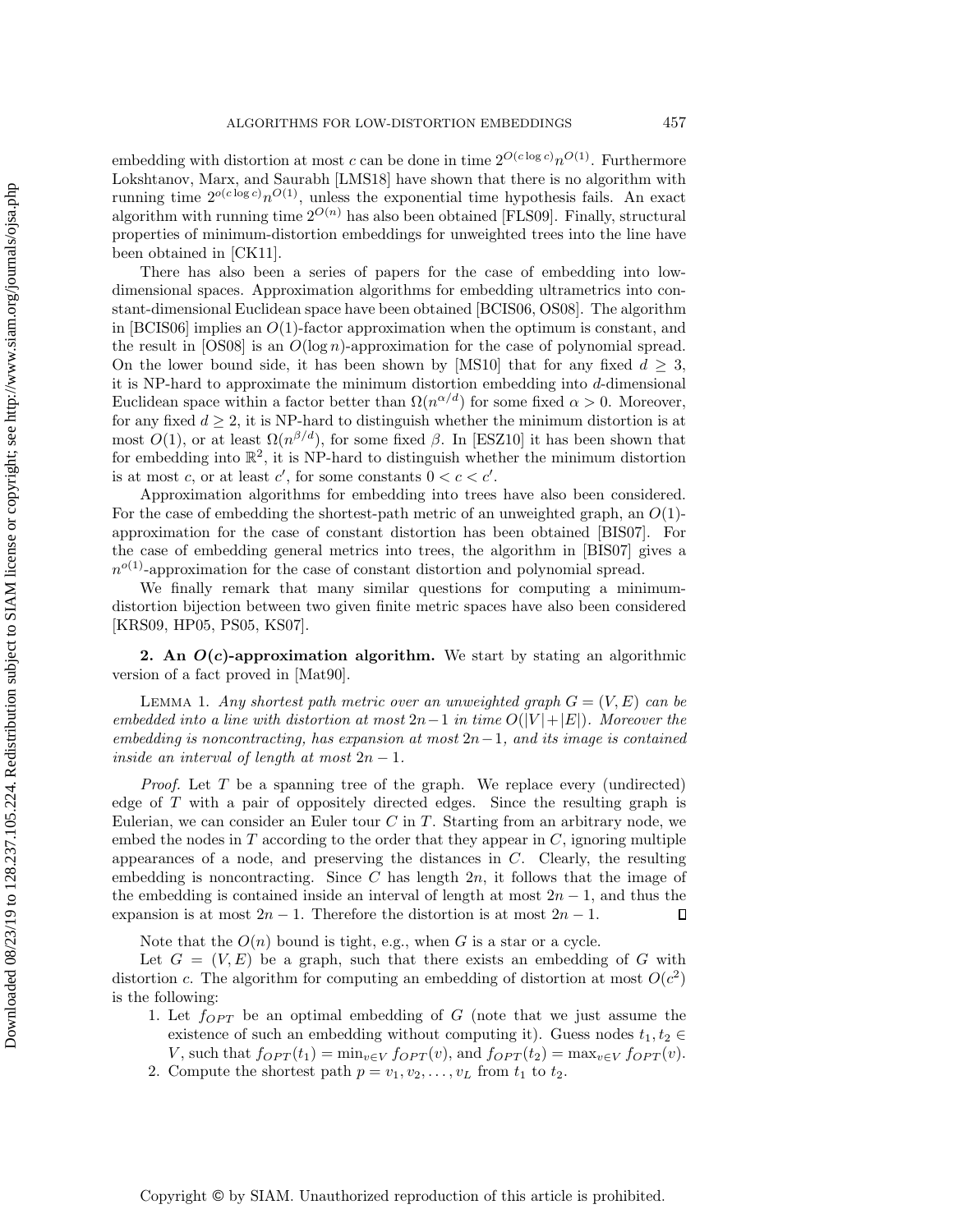embedding with distortion at most $c$ can be done in time $2^{O(c \log c)} n^{O(1)}$. Furthermore Lokshtanov, Marx, and Saurabh [LMS18] have shown that there is no algorithm with running time $2^{o(c \log c)} n^{O(1)}$, unless the exponential time hypothesis fails. An exact algorithm with running time $2^{O(n)}$ has also been obtained [FLS09]. Finally, structural properties of minimum-distortion embeddings for unweighted trees into the line have been obtained in [CK11].

There has also been a series of papers for the case of embedding into low-dimensional spaces. Approximation algorithms for embedding ultrametrics into constant-dimensional Euclidean space have been obtained [BCIS06, OS08]. The algorithm in [BCIS06] implies an $O(1)$-factor approximation when the optimum is constant, and the result in [OS08] is an $O(\log n)$-approximation for the case of polynomial spread. On the lower bound side, it has been shown by [MS10] that for any fixed $d \geq 3$, it is NP-hard to approximate the minimum distortion embedding into $d$-dimensional Euclidean space within a factor better than $\Omega(n^{\alpha/d})$ for some fixed $\alpha > 0$. Moreover, for any fixed $d \geq 2$, it is NP-hard to distinguish whether the minimum distortion is at most $O(1)$, or at least $\Omega(n^{\beta/d})$, for some fixed $\beta$. In [ESZ10] it has been shown that for embedding into $\mathbb{R}^2$, it is NP-hard to distinguish whether the minimum distortion is at most $c$, or at least $c'$, for some constants $0 < c < c'$.

Approximation algorithms for embedding into trees have also been considered. For the case of embedding the shortest-path metric of an unweighted graph, an $O(1)$-approximation for the case of constant distortion has been obtained [BIS07]. For the case of embedding general metrics into trees, the algorithm in [BIS07] gives a $n^{o(1)}$-approximation for the case of constant distortion and polynomial spread.

We finally remark that many similar questions for computing a minimum-distortion bijection between two given finite metric spaces have also been considered [KRS09, HP05, PS05, KS07].

## 2. An $O(c)$-approximation algorithm.

We start by stating an algorithmic version of a fact proved in [Mat90].

Lemma 1. *Any shortest path metric over an unweighted graph $G = (V, E)$ can be embedded into a line with distortion at most $2n-1$ in time $O(|V|+|E|)$. Moreover the embedding is noncontracting, has expansion at most $2n-1$, and its image is contained inside an interval of length at most $2n-1$.*

*Proof.* Let $T$ be a spanning tree of the graph. We replace every (undirected) edge of $T$ with a pair of oppositely directed edges. Since the resulting graph is Eulerian, we can consider an Euler tour $C$ in $T$. Starting from an arbitrary node, we embed the nodes in $T$ according to the order that they appear in $C$, ignoring multiple appearances of a node, and preserving the distances in $C$. Clearly, the resulting embedding is noncontracting. Since $C$ has length $2n$, it follows that the image of the embedding is contained inside an interval of length at most $2n-1$, and thus the expansion is at most $2n-1$. Therefore the distortion is at most $2n-1$. ◻

Note that the $O(n)$ bound is tight, e.g., when $G$ is a star or a cycle.

Let $G = (V, E)$ be a graph, such that there exists an embedding of $G$ with distortion $c$. The algorithm for computing an embedding of distortion at most $O(c^2)$ is the following:

1. Let $f_{OPT}$ be an optimal embedding of $G$ (note that we just assume the existence of such an embedding without computing it). Guess nodes $t_1, t_2 \in V$, such that $f_{OPT}(t_1) = \min_{v \in V} f_{OPT}(v)$, and $f_{OPT}(t_2) = \max_{v \in V} f_{OPT}(v)$.
2. Compute the shortest path $p = v_1, v_2, \ldots, v_L$ from $t_1$ to $t_2$.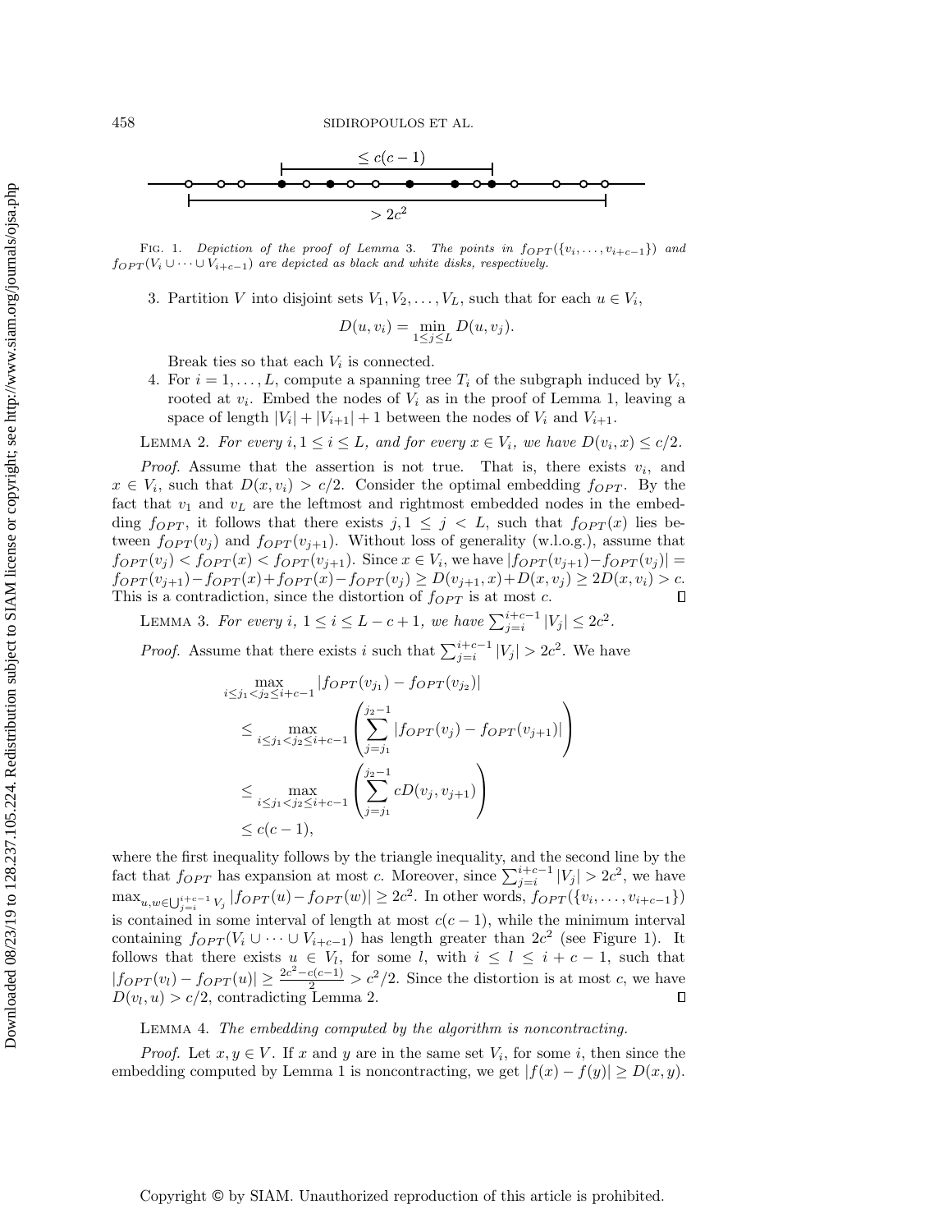Fig. 1. *Depiction of the proof of Lemma* 3. *The points in* $f_{OPT}(\{v_i, \ldots, v_{i+c-1}\})$ *and* $f_{OPT}(V_i \cup \cdots \cup V_{i+c-1})$ *are depicted as black and white disks, respectively.*

3. Partition $V$ into disjoint sets $V_1, V_2, \ldots, V_L$, such that for each $u \in V_i$,
$$D(u, v_i) = \min_{1 \le j \le L} D(u, v_j).$$
Break ties so that each $V_i$ is connected.
4. For $i = 1, \ldots, L$, compute a spanning tree $T_i$ of the subgraph induced by $V_i$, rooted at $v_i$. Embed the nodes of $V_i$ as in the proof of Lemma 1, leaving a space of length $|V_i| + |V_{i+1}| + 1$ between the nodes of $V_i$ and $V_{i+1}$.

Lemma 2. *For every* $i, 1 \le i \le L$, *and for every* $x \in V_i$, *we have* $D(v_i, x) \le c/2$.

*Proof.* Assume that the assertion is not true. That is, there exists $v_i$, and $x \in V_i$, such that $D(x, v_i) > c/2$. Consider the optimal embedding $f_{OPT}$. By the fact that $v_1$ and $v_L$ are the leftmost and rightmost embedded nodes in the embedding $f_{OPT}$, it follows that there exists $j, 1 \le j < L$, such that $f_{OPT}(x)$ lies between $f_{OPT}(v_j)$ and $f_{OPT}(v_{j+1})$. Without loss of generality (w.l.o.g.), assume that $f_{OPT}(v_j) < f_{OPT}(x) < f_{OPT}(v_{j+1})$. Since $x \in V_i$, we have $|f_{OPT}(v_{j+1}) - f_{OPT}(v_j)| = f_{OPT}(v_{j+1}) - f_{OPT}(x) + f_{OPT}(x) - f_{OPT}(v_j) \ge D(v_{j+1}, x) + D(x, v_j) \ge 2D(x, v_i) > c$. This is a contradiction, since the distortion of $f_{OPT}$ is at most $c$. $\square$

Lemma 3. *For every* $i$, $1 \le i \le L - c + 1$, *we have* $\sum_{j=i}^{i+c-1} |V_j| \le 2c^2$.

*Proof.* Assume that there exists $i$ such that $\sum_{j=i}^{i+c-1} |V_j| > 2c^2$. We have

$$\begin{aligned}
&\max_{i \le j_1 < j_2 \le i+c-1} |f_{OPT}(v_{j_1}) - f_{OPT}(v_{j_2})| \\
&\quad \le \max_{i \le j_1 < j_2 \le i+c-1} \left( \sum_{j=j_1}^{j_2-1} |f_{OPT}(v_j) - f_{OPT}(v_{j+1})| \right) \\
&\quad \le \max_{i \le j_1 < j_2 \le i+c-1} \left( \sum_{j=j_1}^{j_2-1} cD(v_j, v_{j+1}) \right) \\
&\quad \le c(c-1),
\end{aligned}$$

where the first inequality follows by the triangle inequality, and the second line by the fact that $f_{OPT}$ has expansion at most $c$. Moreover, since $\sum_{j=i}^{i+c-1} |V_j| > 2c^2$, we have $\max_{u,w \in \bigcup_{j=i}^{i+c-1} V_j} |f_{OPT}(u) - f_{OPT}(w)| \ge 2c^2$. In other words, $f_{OPT}(\{v_i, \ldots, v_{i+c-1}\})$ is contained in some interval of length at most $c(c-1)$, while the minimum interval containing $f_{OPT}(V_i \cup \cdots \cup V_{i+c-1})$ has length greater than $2c^2$ (see Figure 1). It follows that there exists $u \in V_l$, for some $l$, with $i \le l \le i + c - 1$, such that $|f_{OPT}(v_l) - f_{OPT}(u)| \ge \frac{2c^2 - c(c-1)}{2} > c^2/2$. Since the distortion is at most $c$, we have $D(v_l, u) > c/2$, contradicting Lemma 2. $\square$

Lemma 4. *The embedding computed by the algorithm is noncontracting.*

*Proof.* Let $x, y \in V$. If $x$ and $y$ are in the same set $V_i$, for some $i$, then since the embedding computed by Lemma 1 is noncontracting, we get $|f(x) - f(y)| \ge D(x, y)$.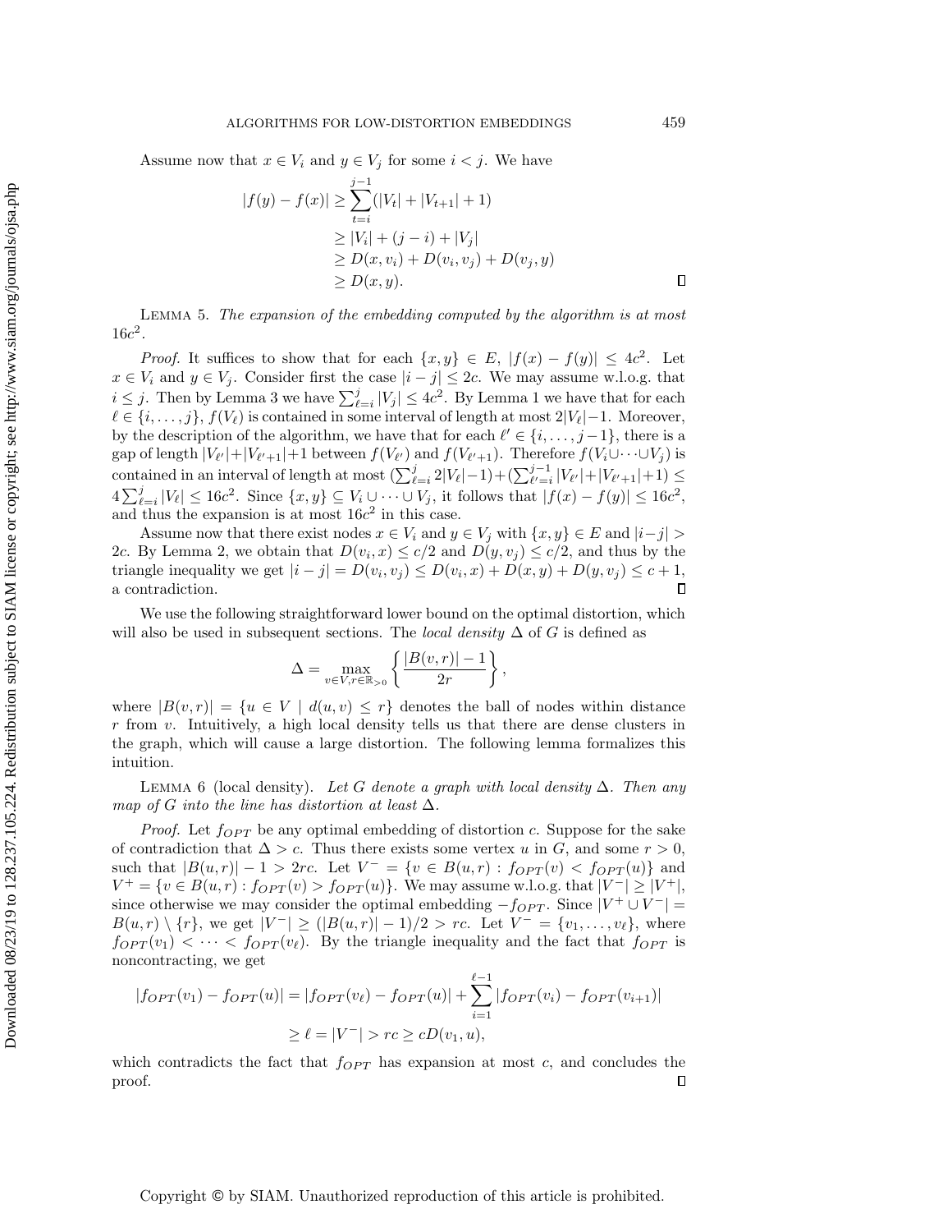Assume now that $x \in V_i$ and $y \in V_j$ for some $i < j$. We have

$$
\begin{aligned}
|f(y) - f(x)| &\geq \sum_{t=i}^{j-1} (|V_t| + |V_{t+1}| + 1) \\
&\geq |V_i| + (j - i) + |V_j| \\
&\geq D(x, v_i) + D(v_i, v_j) + D(v_j, y) \\
&\geq D(x, y).
\end{aligned}
$$

∎

LEMMA 5. *The expansion of the embedding computed by the algorithm is at most* $16c^2$.

*Proof.* It suffices to show that for each $\{x, y\} \in E$, $|f(x) - f(y)| \leq 4c^2$. Let $x \in V_i$ and $y \in V_j$. Consider first the case $|i - j| \leq 2c$. We may assume w.l.o.g. that $i \leq j$. Then by Lemma 3 we have $\sum_{\ell=i}^{j} |V_j| \leq 4c^2$. By Lemma 1 we have that for each $\ell \in \{i, \ldots, j\}$, $f(V_\ell)$ is contained in some interval of length at most $2|V_\ell| - 1$. Moreover, by the description of the algorithm, we have that for each $\ell' \in \{i, \ldots, j-1\}$, there is a gap of length $|V_{\ell'}| + |V_{\ell'+1}| + 1$ between $f(V_{\ell'})$ and $f(V_{\ell'+1})$. Therefore $f(V_i \cup \cdots \cup V_j)$ is contained in an interval of length at most $(\sum_{\ell=i}^{j} 2|V_\ell| - 1) + (\sum_{\ell'=i}^{j-1} |V_{\ell'}| + |V_{\ell'+1}| + 1) \leq 4\sum_{\ell=i}^{j} |V_\ell| \leq 16c^2$. Since $\{x, y\} \subseteq V_i \cup \cdots \cup V_j$, it follows that $|f(x) - f(y)| \leq 16c^2$, and thus the expansion is at most $16c^2$ in this case.

Assume now that there exist nodes $x \in V_i$ and $y \in V_j$ with $\{x, y\} \in E$ and $|i - j| > 2c$. By Lemma 2, we obtain that $D(v_i, x) \leq c/2$ and $D(y, v_j) \leq c/2$, and thus by the triangle inequality we get $|i - j| = D(v_i, v_j) \leq D(v_i, x) + D(x, y) + D(y, v_j) \leq c + 1$, a contradiction. ∎

We use the following straightforward lower bound on the optimal distortion, which will also be used in subsequent sections. The *local density* $\Delta$ of $G$ is defined as

$$
\Delta = \max_{v \in V, r \in \mathbb{R}_{>0}} \left\{ \frac{|B(v, r)| - 1}{2r} \right\},
$$

where $|B(v, r)| = \{u \in V \mid d(u, v) \leq r\}$ denotes the ball of nodes within distance $r$ from $v$. Intuitively, a high local density tells us that there are dense clusters in the graph, which will cause a large distortion. The following lemma formalizes this intuition.

LEMMA 6 (local density). *Let $G$ denote a graph with local density $\Delta$. Then any map of $G$ into the line has distortion at least $\Delta$.*

*Proof.* Let $f_{OPT}$ be any optimal embedding of distortion $c$. Suppose for the sake of contradiction that $\Delta > c$. Thus there exists some vertex $u$ in $G$, and some $r > 0$, such that $|B(u, r)| - 1 > 2rc$. Let $V^- = \{v \in B(u, r) : f_{OPT}(v) < f_{OPT}(u)\}$ and $V^+ = \{v \in B(u, r) : f_{OPT}(v) > f_{OPT}(u)\}$. We may assume w.l.o.g. that $|V^-| \geq |V^+|$, since otherwise we may consider the optimal embedding $-f_{OPT}$. Since $|V^+ \cup V^-| = B(u, r) \setminus \{r\}$, we get $|V^-| \geq (|B(u, r)| - 1)/2 > rc$. Let $V^- = \{v_1, \ldots, v_\ell\}$, where $f_{OPT}(v_1) < \cdots < f_{OPT}(v_\ell)$. By the triangle inequality and the fact that $f_{OPT}$ is noncontracting, we get

$$
\begin{aligned}
|f_{OPT}(v_1) - f_{OPT}(u)| &= |f_{OPT}(v_\ell) - f_{OPT}(u)| + \sum_{i=1}^{\ell-1} |f_{OPT}(v_i) - f_{OPT}(v_{i+1})| \\
&\geq \ell = |V^-| > rc \geq cD(v_1, u),
\end{aligned}
$$

which contradicts the fact that $f_{OPT}$ has expansion at most $c$, and concludes the proof. ∎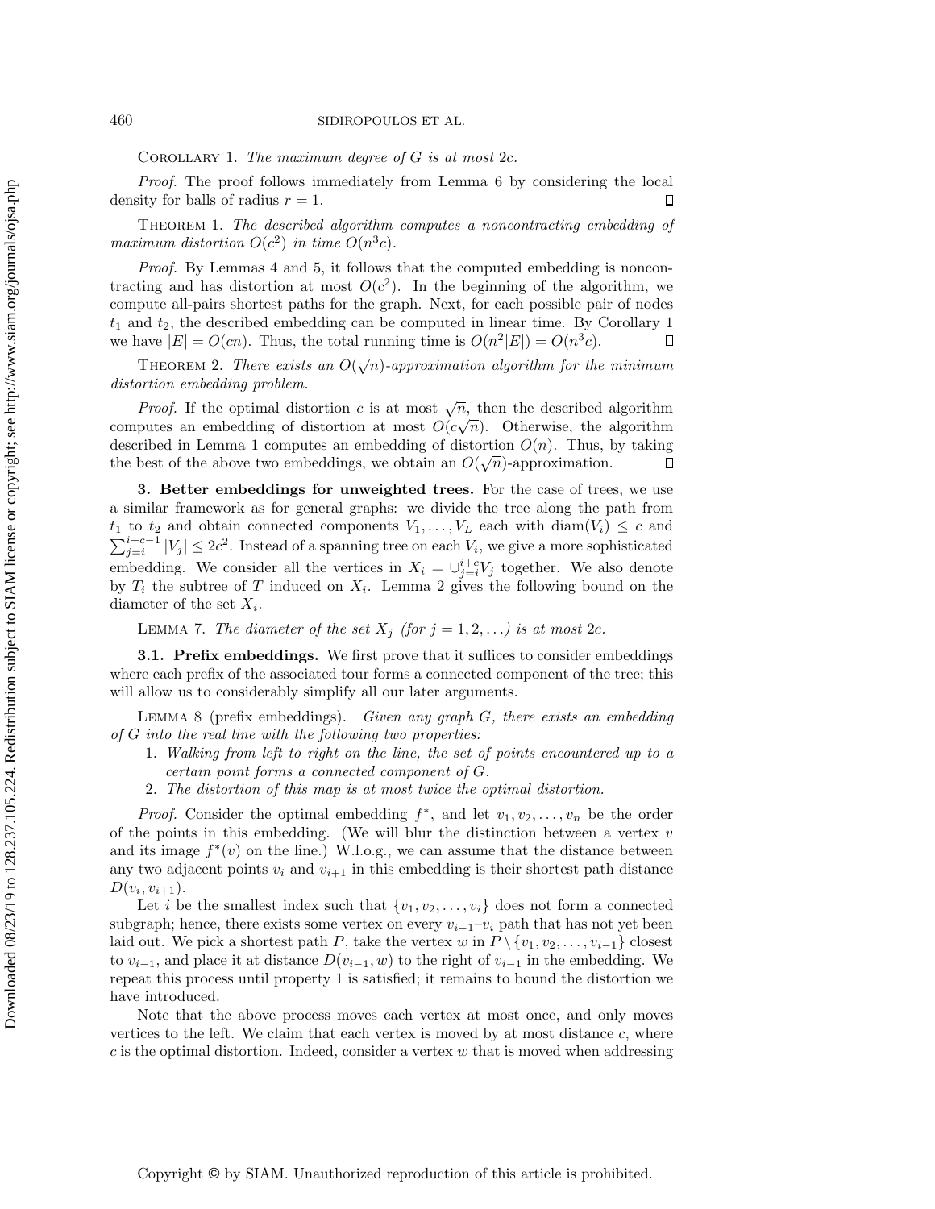Corollary 1. *The maximum degree of $G$ is at most $2c$.*

*Proof.* The proof follows immediately from Lemma 6 by considering the local density for balls of radius $r = 1$. $\square$

Theorem 1. *The described algorithm computes a noncontracting embedding of maximum distortion $O(c^2)$ in time $O(n^3 c)$.*

*Proof.* By Lemmas 4 and 5, it follows that the computed embedding is noncontracting and has distortion at most $O(c^2)$. In the beginning of the algorithm, we compute all-pairs shortest paths for the graph. Next, for each possible pair of nodes $t_1$ and $t_2$, the described embedding can be computed in linear time. By Corollary 1 we have $|E| = O(cn)$. Thus, the total running time is $O(n^2|E|) = O(n^3 c)$. $\square$

Theorem 2. *There exists an $O(\sqrt{n})$-approximation algorithm for the minimum distortion embedding problem.*

*Proof.* If the optimal distortion $c$ is at most $\sqrt{n}$, then the described algorithm computes an embedding of distortion at most $O(c\sqrt{n})$. Otherwise, the algorithm described in Lemma 1 computes an embedding of distortion $O(n)$. Thus, by taking the best of the above two embeddings, we obtain an $O(\sqrt{n})$-approximation. $\square$

## 3. Better embeddings for unweighted trees.

For the case of trees, we use a similar framework as for general graphs: we divide the tree along the path from $t_1$ to $t_2$ and obtain connected components $V_1, \ldots, V_L$ each with $\mathrm{diam}(V_i) \leq c$ and $\sum_{j=i}^{i+c-1} |V_j| \leq 2c^2$. Instead of a spanning tree on each $V_i$, we give a more sophisticated embedding. We consider all the vertices in $X_i = \cup_{j=i}^{i+c} V_j$ together. We also denote by $T_i$ the subtree of $T$ induced on $X_i$. Lemma 2 gives the following bound on the diameter of the set $X_i$.

Lemma 7. *The diameter of the set $X_j$ (for $j = 1, 2, \ldots$) is at most $2c$.*

### 3.1. Prefix embeddings.

We first prove that it suffices to consider embeddings where each prefix of the associated tour forms a connected component of the tree; this will allow us to considerably simplify all our later arguments.

Lemma 8 (prefix embeddings). *Given any graph $G$, there exists an embedding of $G$ into the real line with the following two properties:*

1. *Walking from left to right on the line, the set of points encountered up to a certain point forms a connected component of $G$.*
2. *The distortion of this map is at most twice the optimal distortion.*

*Proof.* Consider the optimal embedding $f^*$, and let $v_1, v_2, \ldots, v_n$ be the order of the points in this embedding. (We will blur the distinction between a vertex $v$ and its image $f^*(v)$ on the line.) W.l.o.g., we can assume that the distance between any two adjacent points $v_i$ and $v_{i+1}$ in this embedding is their shortest path distance $D(v_i, v_{i+1})$.

Let $i$ be the smallest index such that $\{v_1, v_2, \ldots, v_i\}$ does not form a connected subgraph; hence, there exists some vertex on every $v_{i-1}$–$v_i$ path that has not yet been laid out. We pick a shortest path $P$, take the vertex $w$ in $P \setminus \{v_1, v_2, \ldots, v_{i-1}\}$ closest to $v_{i-1}$, and place it at distance $D(v_{i-1}, w)$ to the right of $v_{i-1}$ in the embedding. We repeat this process until property 1 is satisfied; it remains to bound the distortion we have introduced.

Note that the above process moves each vertex at most once, and only moves vertices to the left. We claim that each vertex is moved by at most distance $c$, where $c$ is the optimal distortion. Indeed, consider a vertex $w$ that is moved when addressing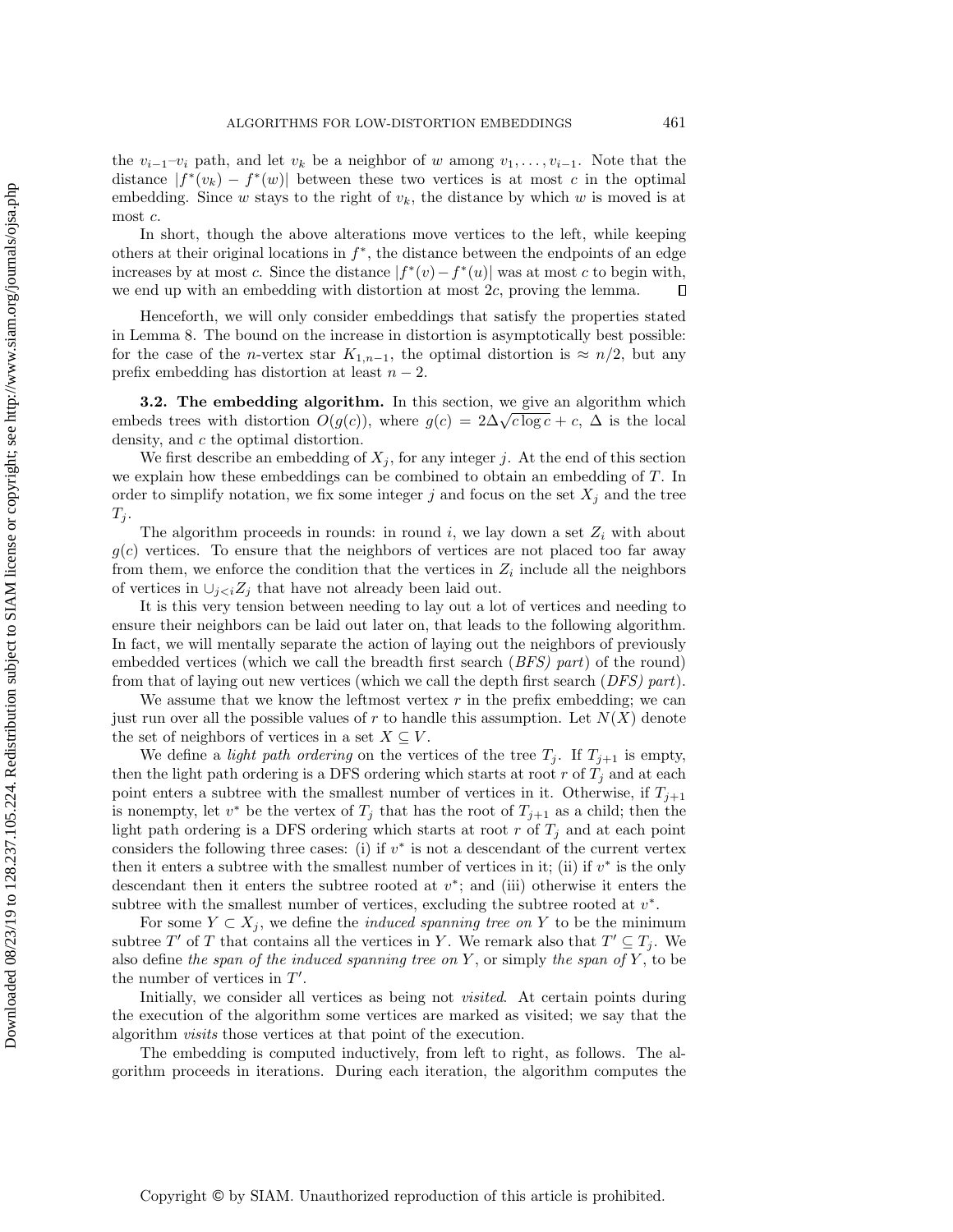the $v_{i-1}$–$v_i$ path, and let $v_k$ be a neighbor of $w$ among $v_1, \ldots, v_{i-1}$. Note that the distance $|f^*(v_k) - f^*(w)|$ between these two vertices is at most $c$ in the optimal embedding. Since $w$ stays to the right of $v_k$, the distance by which $w$ is moved is at most $c$.

In short, though the above alterations move vertices to the left, while keeping others at their original locations in $f^*$, the distance between the endpoints of an edge increases by at most $c$. Since the distance $|f^*(v) - f^*(u)|$ was at most $c$ to begin with, we end up with an embedding with distortion at most $2c$, proving the lemma. $\square$

Henceforth, we will only consider embeddings that satisfy the properties stated in Lemma 8. The bound on the increase in distortion is asymptotically best possible: for the case of the $n$-vertex star $K_{1,n-1}$, the optimal distortion is $\approx n/2$, but any prefix embedding has distortion at least $n-2$.

**3.2. The embedding algorithm.** In this section, we give an algorithm which embeds trees with distortion $O(g(c))$, where $g(c) = 2\Delta\sqrt{c \log c} + c$, $\Delta$ is the local density, and $c$ the optimal distortion.

We first describe an embedding of $X_j$, for any integer $j$. At the end of this section we explain how these embeddings can be combined to obtain an embedding of $T$. In order to simplify notation, we fix some integer $j$ and focus on the set $X_j$ and the tree $T_j$.

The algorithm proceeds in rounds: in round $i$, we lay down a set $Z_i$ with about $g(c)$ vertices. To ensure that the neighbors of vertices are not placed too far away from them, we enforce the condition that the vertices in $Z_i$ include all the neighbors of vertices in $\cup_{j<i} Z_j$ that have not already been laid out.

It is this very tension between needing to lay out a lot of vertices and needing to ensure their neighbors can be laid out later on, that leads to the following algorithm. In fact, we will mentally separate the action of laying out the neighbors of previously embedded vertices (which we call the breadth first search (*BFS) part*) of the round) from that of laying out new vertices (which we call the depth first search (*DFS) part*).

We assume that we know the leftmost vertex $r$ in the prefix embedding; we can just run over all the possible values of $r$ to handle this assumption. Let $N(X)$ denote the set of neighbors of vertices in a set $X \subseteq V$.

We define a *light path ordering* on the vertices of the tree $T_j$. If $T_{j+1}$ is empty, then the light path ordering is a DFS ordering which starts at root $r$ of $T_j$ and at each point enters a subtree with the smallest number of vertices in it. Otherwise, if $T_{j+1}$ is nonempty, let $v^*$ be the vertex of $T_j$ that has the root of $T_{j+1}$ as a child; then the light path ordering is a DFS ordering which starts at root $r$ of $T_j$ and at each point considers the following three cases: (i) if $v^*$ is not a descendant of the current vertex then it enters a subtree with the smallest number of vertices in it; (ii) if $v^*$ is the only descendant then it enters the subtree rooted at $v^*$; and (iii) otherwise it enters the subtree with the smallest number of vertices, excluding the subtree rooted at $v^*$.

For some $Y \subset X_j$, we define the *induced spanning tree on* $Y$ to be the minimum subtree $T'$ of $T$ that contains all the vertices in $Y$. We remark also that $T' \subseteq T_j$. We also define *the span of the induced spanning tree on* $Y$, or simply *the span of* $Y$, to be the number of vertices in $T'$.

Initially, we consider all vertices as being not *visited*. At certain points during the execution of the algorithm some vertices are marked as visited; we say that the algorithm *visits* those vertices at that point of the execution.

The embedding is computed inductively, from left to right, as follows. The algorithm proceeds in iterations. During each iteration, the algorithm computes the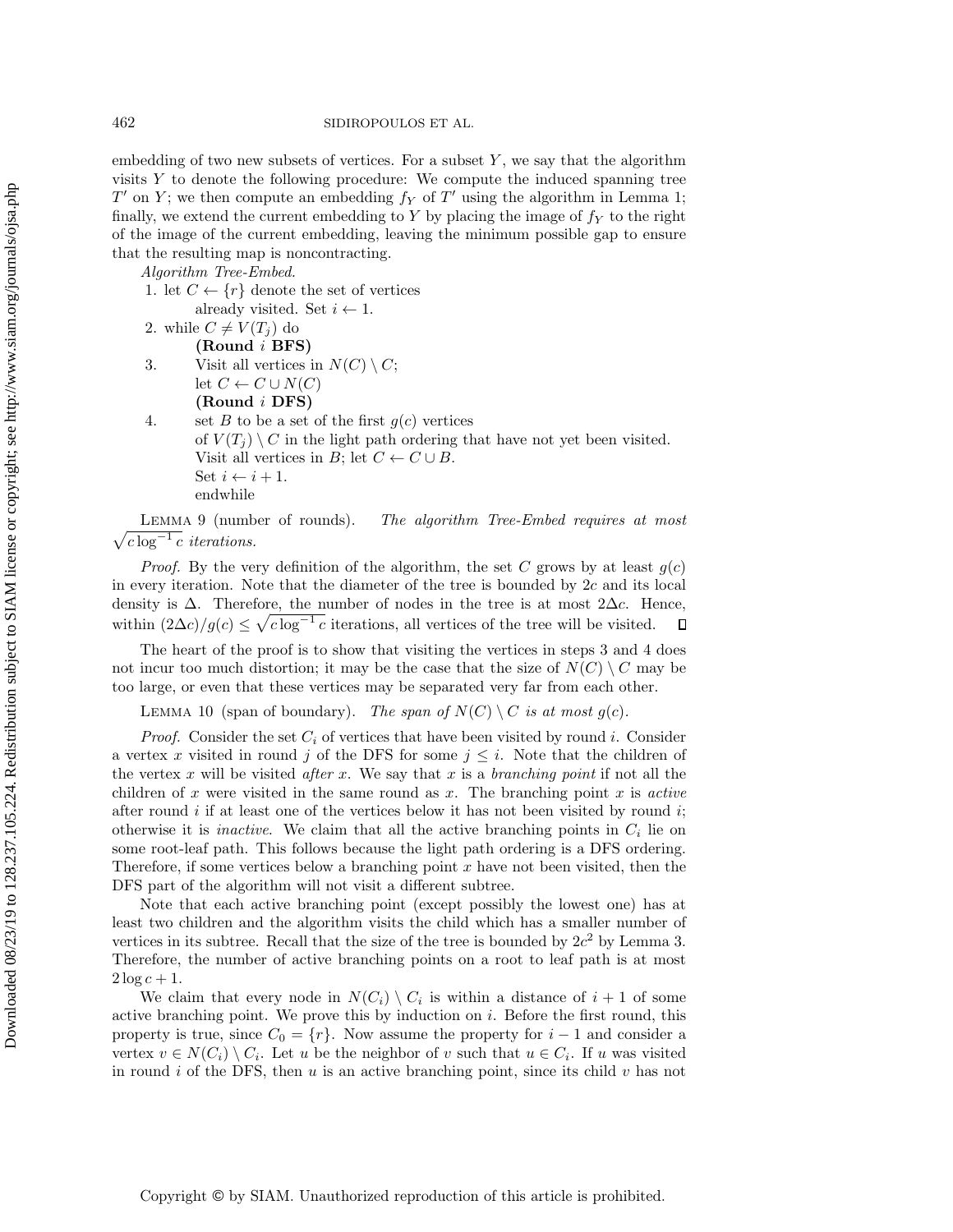embedding of two new subsets of vertices. For a subset $Y$, we say that the algorithm visits $Y$ to denote the following procedure: We compute the induced spanning tree $T'$ on $Y$; we then compute an embedding $f_Y$ of $T'$ using the algorithm in Lemma 1; finally, we extend the current embedding to $Y$ by placing the image of $f_Y$ to the right of the image of the current embedding, leaving the minimum possible gap to ensure that the resulting map is noncontracting.

*Algorithm Tree-Embed.*

1. let $C \leftarrow \{r\}$ denote the set of vertices already visited. Set $i \leftarrow 1$.
2. while $C \neq V(T_j)$ do
   **(Round $i$ BFS)**
3. Visit all vertices in $N(C) \setminus C$;
   let $C \leftarrow C \cup N(C)$
   **(Round $i$ DFS)**
4. set $B$ to be a set of the first $g(c)$ vertices of $V(T_j) \setminus C$ in the light path ordering that have not yet been visited.
   Visit all vertices in $B$; let $C \leftarrow C \cup B$.
   Set $i \leftarrow i + 1$.
   endwhile

Lemma 9 (number of rounds). *The algorithm Tree-Embed requires at most $\sqrt{c \log^{-1} c}$ iterations.*

*Proof.* By the very definition of the algorithm, the set $C$ grows by at least $g(c)$ in every iteration. Note that the diameter of the tree is bounded by $2c$ and its local density is $\Delta$. Therefore, the number of nodes in the tree is at most $2\Delta c$. Hence, within $(2\Delta c)/g(c) \leq \sqrt{c \log^{-1} c}$ iterations, all vertices of the tree will be visited. ◻

The heart of the proof is to show that visiting the vertices in steps 3 and 4 does not incur too much distortion; it may be the case that the size of $N(C) \setminus C$ may be too large, or even that these vertices may be separated very far from each other.

Lemma 10 (span of boundary). *The span of $N(C) \setminus C$ is at most $g(c)$.*

*Proof.* Consider the set $C_i$ of vertices that have been visited by round $i$. Consider a vertex $x$ visited in round $j$ of the DFS for some $j \leq i$. Note that the children of the vertex $x$ will be visited *after* $x$. We say that $x$ is a *branching point* if not all the children of $x$ were visited in the same round as $x$. The branching point $x$ is *active* after round $i$ if at least one of the vertices below it has not been visited by round $i$; otherwise it is *inactive*. We claim that all the active branching points in $C_i$ lie on some root-leaf path. This follows because the light path ordering is a DFS ordering. Therefore, if some vertices below a branching point $x$ have not been visited, then the DFS part of the algorithm will not visit a different subtree.

Note that each active branching point (except possibly the lowest one) has at least two children and the algorithm visits the child which has a smaller number of vertices in its subtree. Recall that the size of the tree is bounded by $2c^2$ by Lemma 3. Therefore, the number of active branching points on a root to leaf path is at most $2 \log c + 1$.

We claim that every node in $N(C_i) \setminus C_i$ is within a distance of $i + 1$ of some active branching point. We prove this by induction on $i$. Before the first round, this property is true, since $C_0 = \{r\}$. Now assume the property for $i - 1$ and consider a vertex $v \in N(C_i) \setminus C_i$. Let $u$ be the neighbor of $v$ such that $u \in C_i$. If $u$ was visited in round $i$ of the DFS, then $u$ is an active branching point, since its child $v$ has not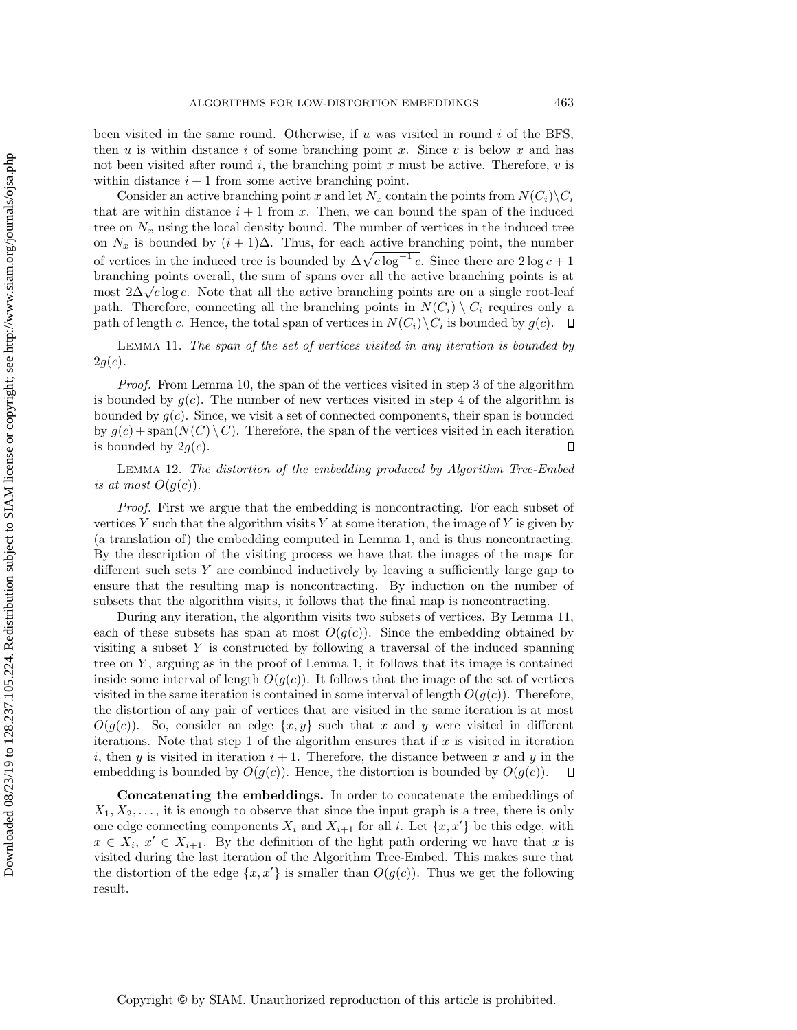been visited in the same round. Otherwise, if $u$ was visited in round $i$ of the BFS, then $u$ is within distance $i$ of some branching point $x$. Since $v$ is below $x$ and has not been visited after round $i$, the branching point $x$ must be active. Therefore, $v$ is within distance $i+1$ from some active branching point.

Consider an active branching point $x$ and let $N_x$ contain the points from $N(C_i)\setminus C_i$ that are within distance $i+1$ from $x$. Then, we can bound the span of the induced tree on $N_x$ using the local density bound. The number of vertices in the induced tree on $N_x$ is bounded by $(i+1)\Delta$. Thus, for each active branching point, the number of vertices in the induced tree is bounded by $\Delta\sqrt{c\log^{-1} c}$. Since there are $2\log c+1$ branching points overall, the sum of spans over all the active branching points is at most $2\Delta\sqrt{c\log c}$. Note that all the active branching points are on a single root-leaf path. Therefore, connecting all the branching points in $N(C_i)\setminus C_i$ requires only a path of length $c$. Hence, the total span of vertices in $N(C_i)\setminus C_i$ is bounded by $g(c)$. ∎

LEMMA 11. *The span of the set of vertices visited in any iteration is bounded by $2g(c)$.*

*Proof.* From Lemma 10, the span of the vertices visited in step 3 of the algorithm is bounded by $g(c)$. The number of new vertices visited in step 4 of the algorithm is bounded by $g(c)$. Since, we visit a set of connected components, their span is bounded by $g(c)+\text{span}(N(C)\setminus C)$. Therefore, the span of the vertices visited in each iteration is bounded by $2g(c)$. ∎

LEMMA 12. *The distortion of the embedding produced by Algorithm Tree-Embed is at most $O(g(c))$.*

*Proof.* First we argue that the embedding is noncontracting. For each subset of vertices $Y$ such that the algorithm visits $Y$ at some iteration, the image of $Y$ is given by (a translation of) the embedding computed in Lemma 1, and is thus noncontracting. By the description of the visiting process we have that the images of the maps for different such sets $Y$ are combined inductively by leaving a sufficiently large gap to ensure that the resulting map is noncontracting. By induction on the number of subsets that the algorithm visits, it follows that the final map is noncontracting.

During any iteration, the algorithm visits two subsets of vertices. By Lemma 11, each of these subsets has span at most $O(g(c))$. Since the embedding obtained by visiting a subset $Y$ is constructed by following a traversal of the induced spanning tree on $Y$, arguing as in the proof of Lemma 1, it follows that its image is contained inside some interval of length $O(g(c))$. It follows that the image of the set of vertices visited in the same iteration is contained in some interval of length $O(g(c))$. Therefore, the distortion of any pair of vertices that are visited in the same iteration is at most $O(g(c))$. So, consider an edge $\{x,y\}$ such that $x$ and $y$ were visited in different iterations. Note that step 1 of the algorithm ensures that if $x$ is visited in iteration $i$, then $y$ is visited in iteration $i+1$. Therefore, the distance between $x$ and $y$ in the embedding is bounded by $O(g(c))$. Hence, the distortion is bounded by $O(g(c))$. ∎

**Concatenating the embeddings.** In order to concatenate the embeddings of $X_1, X_2, \ldots$, it is enough to observe that since the input graph is a tree, there is only one edge connecting components $X_i$ and $X_{i+1}$ for all $i$. Let $\{x,x'\}$ be this edge, with $x\in X_i$, $x'\in X_{i+1}$. By the definition of the light path ordering we have that $x$ is visited during the last iteration of the Algorithm Tree-Embed. This makes sure that the distortion of the edge $\{x,x'\}$ is smaller than $O(g(c))$. Thus we get the following result.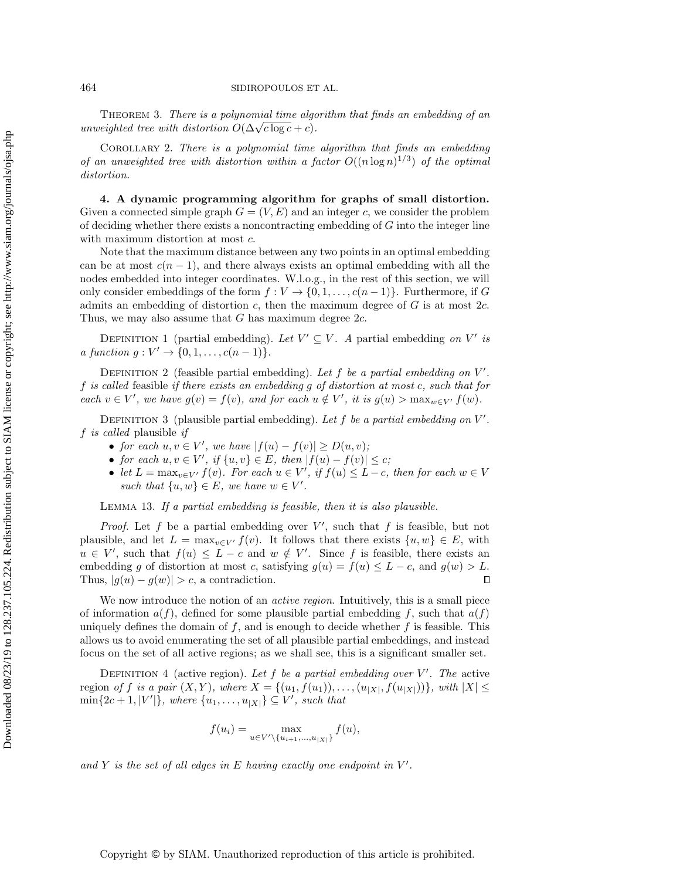**Theorem 3.** *There is a polynomial time algorithm that finds an embedding of an unweighted tree with distortion $O(\Delta\sqrt{c \log c} + c)$.*

**Corollary 2.** *There is a polynomial time algorithm that finds an embedding of an unweighted tree with distortion within a factor $O((n \log n)^{1/3})$ of the optimal distortion.*

## 4. A dynamic programming algorithm for graphs of small distortion.

Given a connected simple graph $G = (V, E)$ and an integer $c$, we consider the problem of deciding whether there exists a noncontracting embedding of $G$ into the integer line with maximum distortion at most $c$.

Note that the maximum distance between any two points in an optimal embedding can be at most $c(n-1)$, and there always exists an optimal embedding with all the nodes embedded into integer coordinates. W.l.o.g., in the rest of this section, we will only consider embeddings of the form $f : V \to \{0, 1, \ldots, c(n-1)\}$. Furthermore, if $G$ admits an embedding of distortion $c$, then the maximum degree of $G$ is at most $2c$. Thus, we may also assume that $G$ has maximum degree $2c$.

**Definition 1** (partial embedding). *Let $V' \subseteq V$. A* partial embedding *on $V'$ is a function $g : V' \to \{0, 1, \ldots, c(n-1)\}$.*

**Definition 2** (feasible partial embedding). *Let $f$ be a partial embedding on $V'$. $f$ is called* feasible *if there exists an embedding $g$ of distortion at most $c$, such that for each $v \in V'$, we have $g(v) = f(v)$, and for each $u \notin V'$, it is $g(u) > \max_{w \in V'} f(w)$.*

**Definition 3** (plausible partial embedding). *Let $f$ be a partial embedding on $V'$. $f$ is called* plausible *if*

- *for each $u, v \in V'$, we have $|f(u) - f(v)| \geq D(u, v)$;*
- *for each $u, v \in V'$, if $\{u, v\} \in E$, then $|f(u) - f(v)| \leq c$;*
- *let $L = \max_{v \in V'} f(v)$. For each $u \in V'$, if $f(u) \leq L - c$, then for each $w \in V$ such that $\{u, w\} \in E$, we have $w \in V'$.*

**Lemma 13.** *If a partial embedding is feasible, then it is also plausible.*

*Proof.* Let $f$ be a partial embedding over $V'$, such that $f$ is feasible, but not plausible, and let $L = \max_{v \in V'} f(v)$. It follows that there exists $\{u, w\} \in E$, with $u \in V'$, such that $f(u) \leq L - c$ and $w \notin V'$. Since $f$ is feasible, there exists an embedding $g$ of distortion at most $c$, satisfying $g(u) = f(u) \leq L - c$, and $g(w) > L$. Thus, $|g(u) - g(w)| > c$, a contradiction. ∎

We now introduce the notion of an *active region*. Intuitively, this is a small piece of information $a(f)$, defined for some plausible partial embedding $f$, such that $a(f)$ uniquely defines the domain of $f$, and is enough to decide whether $f$ is feasible. This allows us to avoid enumerating the set of all plausible partial embeddings, and instead focus on the set of all active regions; as we shall see, this is a significant smaller set.

**Definition 4** (active region). *Let $f$ be a partial embedding over $V'$. The* active region *of $f$ is a pair $(X, Y)$, where $X = \{(u_1, f(u_1)), \ldots, (u_{|X|}, f(u_{|X|}))\}$, with $|X| \leq \min\{2c + 1, |V'|\}$, where $\{u_1, \ldots, u_{|X|}\} \subseteq V'$, such that*

$$f(u_i) = \max_{u \in V' \setminus \{u_{i+1}, \ldots, u_{|X|}\}} f(u),$$

*and $Y$ is the set of all edges in $E$ having exactly one endpoint in $V'$.*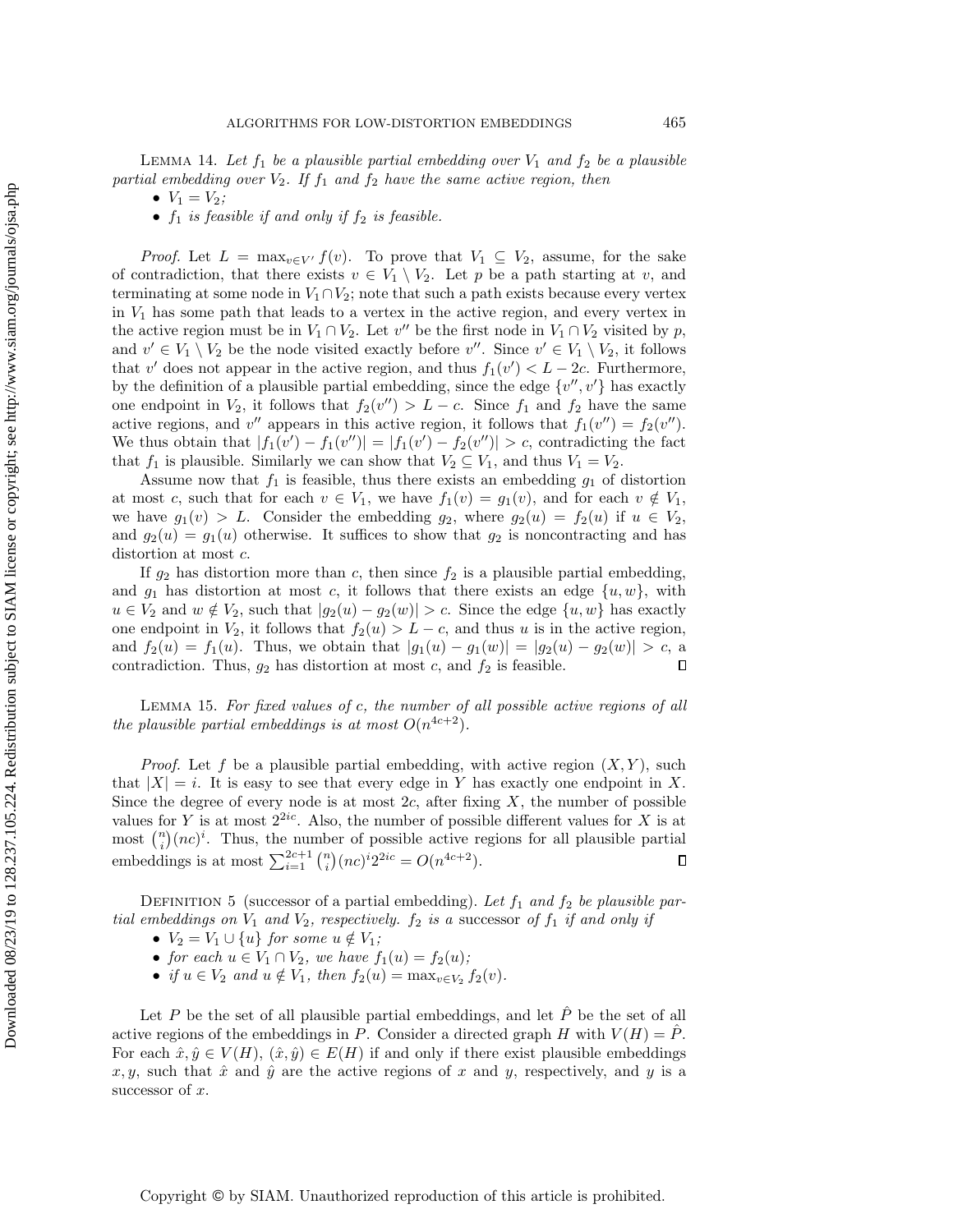**Lemma 14.** *Let $f_1$ be a plausible partial embedding over $V_1$ and $f_2$ be a plausible partial embedding over $V_2$. If $f_1$ and $f_2$ have the same active region, then*

- *$V_1 = V_2$;*
- *$f_1$ is feasible if and only if $f_2$ is feasible.*

*Proof.* Let $L = \max_{v \in V'} f(v)$. To prove that $V_1 \subseteq V_2$, assume, for the sake of contradiction, that there exists $v \in V_1 \setminus V_2$. Let $p$ be a path starting at $v$, and terminating at some node in $V_1 \cap V_2$; note that such a path exists because every vertex in $V_1$ has some path that leads to a vertex in the active region, and every vertex in the active region must be in $V_1 \cap V_2$. Let $v''$ be the first node in $V_1 \cap V_2$ visited by $p$, and $v' \in V_1 \setminus V_2$ be the node visited exactly before $v''$. Since $v' \in V_1 \setminus V_2$, it follows that $v'$ does not appear in the active region, and thus $f_1(v') < L - 2c$. Furthermore, by the definition of a plausible partial embedding, since the edge $\{v'', v'\}$ has exactly one endpoint in $V_2$, it follows that $f_2(v'') > L - c$. Since $f_1$ and $f_2$ have the same active regions, and $v''$ appears in this active region, it follows that $f_1(v'') = f_2(v'')$. We thus obtain that $|f_1(v') - f_1(v'')| = |f_1(v') - f_2(v'')| > c$, contradicting the fact that $f_1$ is plausible. Similarly we can show that $V_2 \subseteq V_1$, and thus $V_1 = V_2$.

Assume now that $f_1$ is feasible, thus there exists an embedding $g_1$ of distortion at most $c$, such that for each $v \in V_1$, we have $f_1(v) = g_1(v)$, and for each $v \notin V_1$, we have $g_1(v) > L$. Consider the embedding $g_2$, where $g_2(u) = f_2(u)$ if $u \in V_2$, and $g_2(u) = g_1(u)$ otherwise. It suffices to show that $g_2$ is noncontracting and has distortion at most $c$.

If $g_2$ has distortion more than $c$, then since $f_2$ is a plausible partial embedding, and $g_1$ has distortion at most $c$, it follows that there exists an edge $\{u, w\}$, with $u \in V_2$ and $w \notin V_2$, such that $|g_2(u) - g_2(w)| > c$. Since the edge $\{u, w\}$ has exactly one endpoint in $V_2$, it follows that $f_2(u) > L - c$, and thus $u$ is in the active region, and $f_2(u) = f_1(u)$. Thus, we obtain that $|g_1(u) - g_1(w)| = |g_2(u) - g_2(w)| > c$, a contradiction. Thus, $g_2$ has distortion at most $c$, and $f_2$ is feasible. ∎

**Lemma 15.** *For fixed values of $c$, the number of all possible active regions of all the plausible partial embeddings is at most $O(n^{4c+2})$.*

*Proof.* Let $f$ be a plausible partial embedding, with active region $(X, Y)$, such that $|X| = i$. It is easy to see that every edge in $Y$ has exactly one endpoint in $X$. Since the degree of every node is at most $2c$, after fixing $X$, the number of possible values for $Y$ is at most $2^{2ic}$. Also, the number of possible different values for $X$ is at most $\binom{n}{i}(nc)^i$. Thus, the number of possible active regions for all plausible partial embeddings is at most $\sum_{i=1}^{2c+1} \binom{n}{i}(nc)^i 2^{2ic} = O(n^{4c+2})$. ∎

**Definition 5** (successor of a partial embedding). *Let $f_1$ and $f_2$ be plausible partial embeddings on $V_1$ and $V_2$, respectively. $f_2$ is a* successor *of $f_1$ if and only if*

- *$V_2 = V_1 \cup \{u\}$ for some $u \notin V_1$;*
- *for each $u \in V_1 \cap V_2$, we have $f_1(u) = f_2(u)$;*
- *if $u \in V_2$ and $u \notin V_1$, then $f_2(u) = \max_{v \in V_2} f_2(v)$.*

Let $P$ be the set of all plausible partial embeddings, and let $\hat{P}$ be the set of all active regions of the embeddings in $P$. Consider a directed graph $H$ with $V(H) = \hat{P}$. For each $\hat{x}, \hat{y} \in V(H)$, $(\hat{x}, \hat{y}) \in E(H)$ if and only if there exist plausible embeddings $x, y$, such that $\hat{x}$ and $\hat{y}$ are the active regions of $x$ and $y$, respectively, and $y$ is a successor of $x$.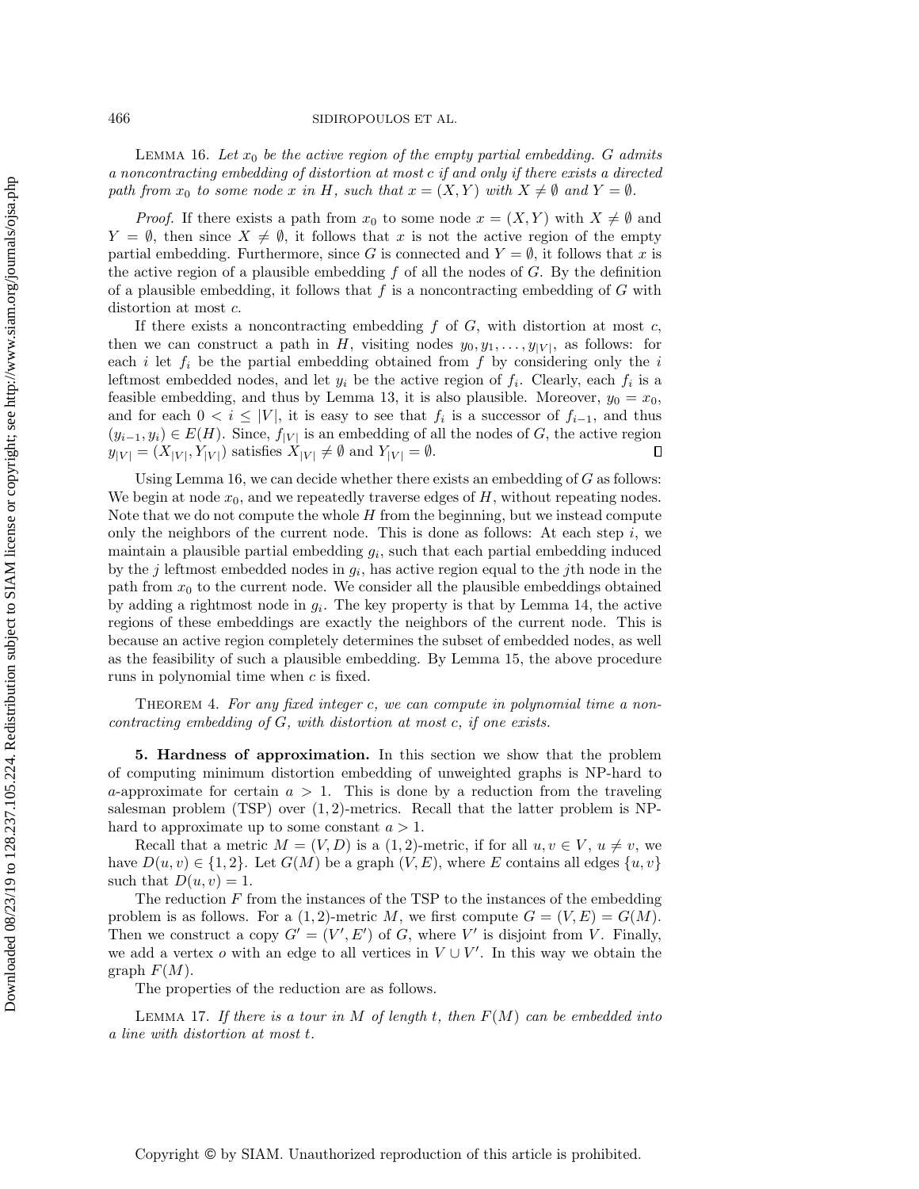LEMMA 16. *Let $x_0$ be the active region of the empty partial embedding. $G$ admits a noncontracting embedding of distortion at most $c$ if and only if there exists a directed path from $x_0$ to some node $x$ in $H$, such that $x = (X, Y)$ with $X \neq \emptyset$ and $Y = \emptyset$.*

*Proof.* If there exists a path from $x_0$ to some node $x = (X, Y)$ with $X \neq \emptyset$ and $Y = \emptyset$, then since $X \neq \emptyset$, it follows that $x$ is not the active region of the empty partial embedding. Furthermore, since $G$ is connected and $Y = \emptyset$, it follows that $x$ is the active region of a plausible embedding $f$ of all the nodes of $G$. By the definition of a plausible embedding, it follows that $f$ is a noncontracting embedding of $G$ with distortion at most $c$.

If there exists a noncontracting embedding $f$ of $G$, with distortion at most $c$, then we can construct a path in $H$, visiting nodes $y_0, y_1, \ldots, y_{|V|}$, as follows: for each $i$ let $f_i$ be the partial embedding obtained from $f$ by considering only the $i$ leftmost embedded nodes, and let $y_i$ be the active region of $f_i$. Clearly, each $f_i$ is a feasible embedding, and thus by Lemma 13, it is also plausible. Moreover, $y_0 = x_0$, and for each $0 < i \leq |V|$, it is easy to see that $f_i$ is a successor of $f_{i-1}$, and thus $(y_{i-1}, y_i) \in E(H)$. Since, $f_{|V|}$ is an embedding of all the nodes of $G$, the active region $y_{|V|} = (X_{|V|}, Y_{|V|})$ satisfies $X_{|V|} \neq \emptyset$ and $Y_{|V|} = \emptyset$. ∎

Using Lemma 16, we can decide whether there exists an embedding of $G$ as follows: We begin at node $x_0$, and we repeatedly traverse edges of $H$, without repeating nodes. Note that we do not compute the whole $H$ from the beginning, but we instead compute only the neighbors of the current node. This is done as follows: At each step $i$, we maintain a plausible partial embedding $g_i$, such that each partial embedding induced by the $j$ leftmost embedded nodes in $g_i$, has active region equal to the $j$th node in the path from $x_0$ to the current node. We consider all the plausible embeddings obtained by adding a rightmost node in $g_i$. The key property is that by Lemma 14, the active regions of these embeddings are exactly the neighbors of the current node. This is because an active region completely determines the subset of embedded nodes, as well as the feasibility of such a plausible embedding. By Lemma 15, the above procedure runs in polynomial time when $c$ is fixed.

THEOREM 4. *For any fixed integer $c$, we can compute in polynomial time a noncontracting embedding of $G$, with distortion at most $c$, if one exists.*

## 5. Hardness of approximation.

In this section we show that the problem of computing minimum distortion embedding of unweighted graphs is NP-hard to $a$-approximate for certain $a > 1$. This is done by a reduction from the traveling salesman problem (TSP) over $(1, 2)$-metrics. Recall that the latter problem is NP-hard to approximate up to some constant $a > 1$.

Recall that a metric $M = (V, D)$ is a $(1, 2)$-metric, if for all $u, v \in V$, $u \neq v$, we have $D(u, v) \in \{1, 2\}$. Let $G(M)$ be a graph $(V, E)$, where $E$ contains all edges $\{u, v\}$ such that $D(u, v) = 1$.

The reduction $F$ from the instances of the TSP to the instances of the embedding problem is as follows. For a $(1, 2)$-metric $M$, we first compute $G = (V, E) = G(M)$. Then we construct a copy $G' = (V', E')$ of $G$, where $V'$ is disjoint from $V$. Finally, we add a vertex $o$ with an edge to all vertices in $V \cup V'$. In this way we obtain the graph $F(M)$.

The properties of the reduction are as follows.

LEMMA 17. *If there is a tour in $M$ of length $t$, then $F(M)$ can be embedded into a line with distortion at most $t$.*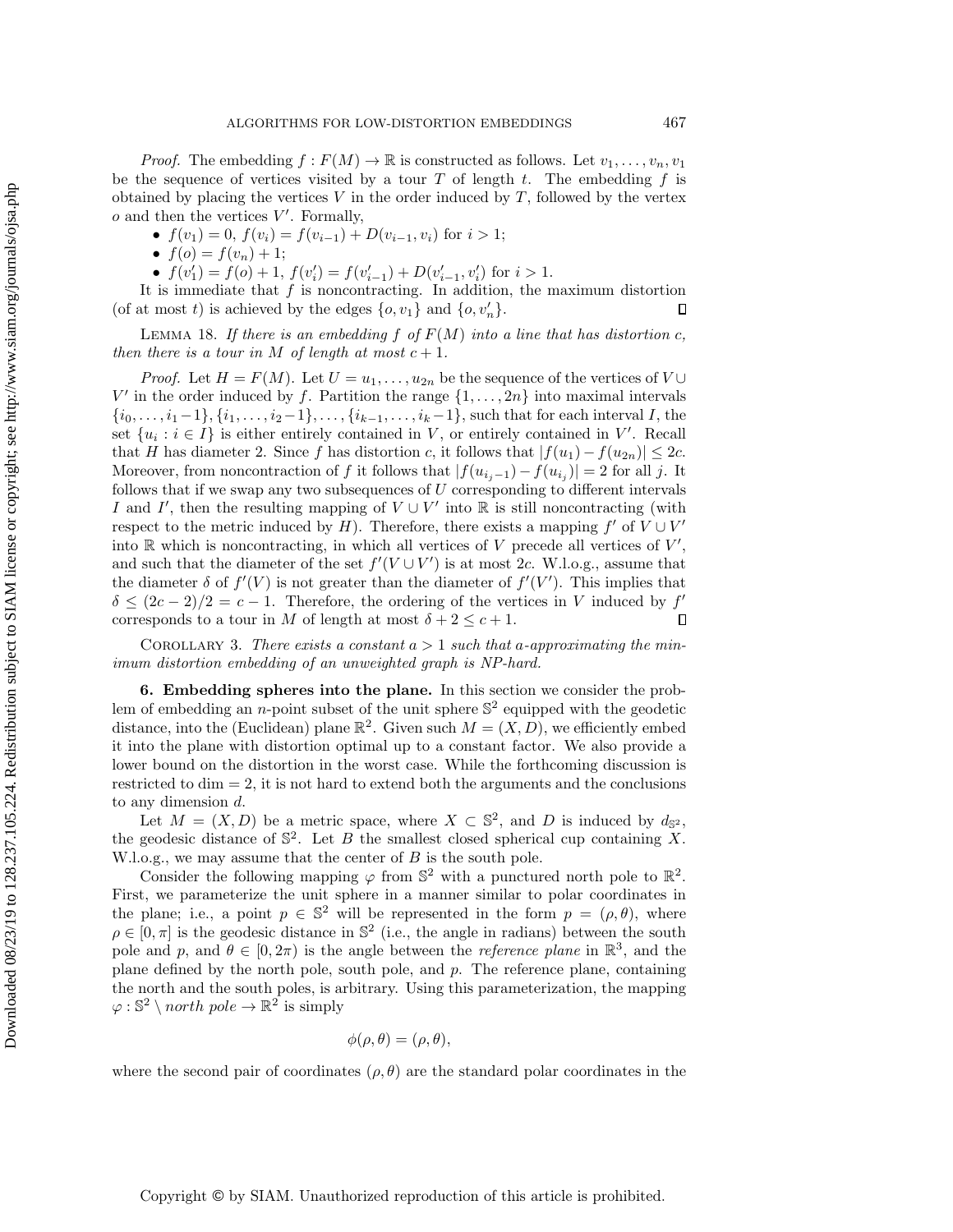*Proof.* The embedding $f : F(M) \to \mathbb{R}$ is constructed as follows. Let $v_1, \ldots, v_n, v_1$ be the sequence of vertices visited by a tour $T$ of length $t$. The embedding $f$ is obtained by placing the vertices $V$ in the order induced by $T$, followed by the vertex $o$ and then the vertices $V'$. Formally,

- $f(v_1) = 0$, $f(v_i) = f(v_{i-1}) + D(v_{i-1}, v_i)$ for $i > 1$;
- $f(o) = f(v_n) + 1$;
- $f(v_1') = f(o) + 1$, $f(v_i') = f(v_{i-1}') + D(v_{i-1}', v_i')$ for $i > 1$.

It is immediate that $f$ is noncontracting. In addition, the maximum distortion (of at most $t$) is achieved by the edges $\{o, v_1\}$ and $\{o, v_n'\}$. ∎

LEMMA 18. *If there is an embedding $f$ of $F(M)$ into a line that has distortion $c$, then there is a tour in $M$ of length at most $c + 1$.*

*Proof.* Let $H = F(M)$. Let $U = u_1, \ldots, u_{2n}$ be the sequence of the vertices of $V \cup V'$ in the order induced by $f$. Partition the range $\{1, \ldots, 2n\}$ into maximal intervals $\{i_0, \ldots, i_1 - 1\}, \{i_1, \ldots, i_2 - 1\}, \ldots, \{i_{k-1}, \ldots, i_k - 1\}$, such that for each interval $I$, the set $\{u_i : i \in I\}$ is either entirely contained in $V$, or entirely contained in $V'$. Recall that $H$ has diameter 2. Since $f$ has distortion $c$, it follows that $|f(u_1) - f(u_{2n})| \leq 2c$. Moreover, from noncontraction of $f$ it follows that $|f(u_{i_j - 1}) - f(u_{i_j})| = 2$ for all $j$. It follows that if we swap any two subsequences of $U$ corresponding to different intervals $I$ and $I'$, then the resulting mapping of $V \cup V'$ into $\mathbb{R}$ is still noncontracting (with respect to the metric induced by $H$). Therefore, there exists a mapping $f'$ of $V \cup V'$ into $\mathbb{R}$ which is noncontracting, in which all vertices of $V$ precede all vertices of $V'$, and such that the diameter of the set $f'(V \cup V')$ is at most $2c$. W.l.o.g., assume that the diameter $\delta$ of $f'(V)$ is not greater than the diameter of $f'(V')$. This implies that $\delta \leq (2c - 2)/2 = c - 1$. Therefore, the ordering of the vertices in $V$ induced by $f'$ corresponds to a tour in $M$ of length at most $\delta + 2 \leq c + 1$. ∎

COROLLARY 3. *There exists a constant $a > 1$ such that $a$-approximating the minimum distortion embedding of an unweighted graph is NP-hard.*

**6. Embedding spheres into the plane.** In this section we consider the problem of embedding an $n$-point subset of the unit sphere $\mathbb{S}^2$ equipped with the geodetic distance, into the (Euclidean) plane $\mathbb{R}^2$. Given such $M = (X, D)$, we efficiently embed it into the plane with distortion optimal up to a constant factor. We also provide a lower bound on the distortion in the worst case. While the forthcoming discussion is restricted to dim $= 2$, it is not hard to extend both the arguments and the conclusions to any dimension $d$.

Let $M = (X, D)$ be a metric space, where $X \subset \mathbb{S}^2$, and $D$ is induced by $d_{\mathbb{S}^2}$, the geodesic distance of $\mathbb{S}^2$. Let $B$ the smallest closed spherical cup containing $X$. W.l.o.g., we may assume that the center of $B$ is the south pole.

Consider the following mapping $\varphi$ from $\mathbb{S}^2$ with a punctured north pole to $\mathbb{R}^2$. First, we parameterize the unit sphere in a manner similar to polar coordinates in the plane; i.e., a point $p \in \mathbb{S}^2$ will be represented in the form $p = (\rho, \theta)$, where $\rho \in [0, \pi]$ is the geodesic distance in $\mathbb{S}^2$ (i.e., the angle in radians) between the south pole and $p$, and $\theta \in [0, 2\pi)$ is the angle between the *reference plane* in $\mathbb{R}^3$, and the plane defined by the north pole, south pole, and $p$. The reference plane, containing the north and the south poles, is arbitrary. Using this parameterization, the mapping $\varphi : \mathbb{S}^2 \setminus \textit{north pole} \to \mathbb{R}^2$ is simply

$$\phi(\rho, \theta) = (\rho, \theta),$$

where the second pair of coordinates $(\rho, \theta)$ are the standard polar coordinates in the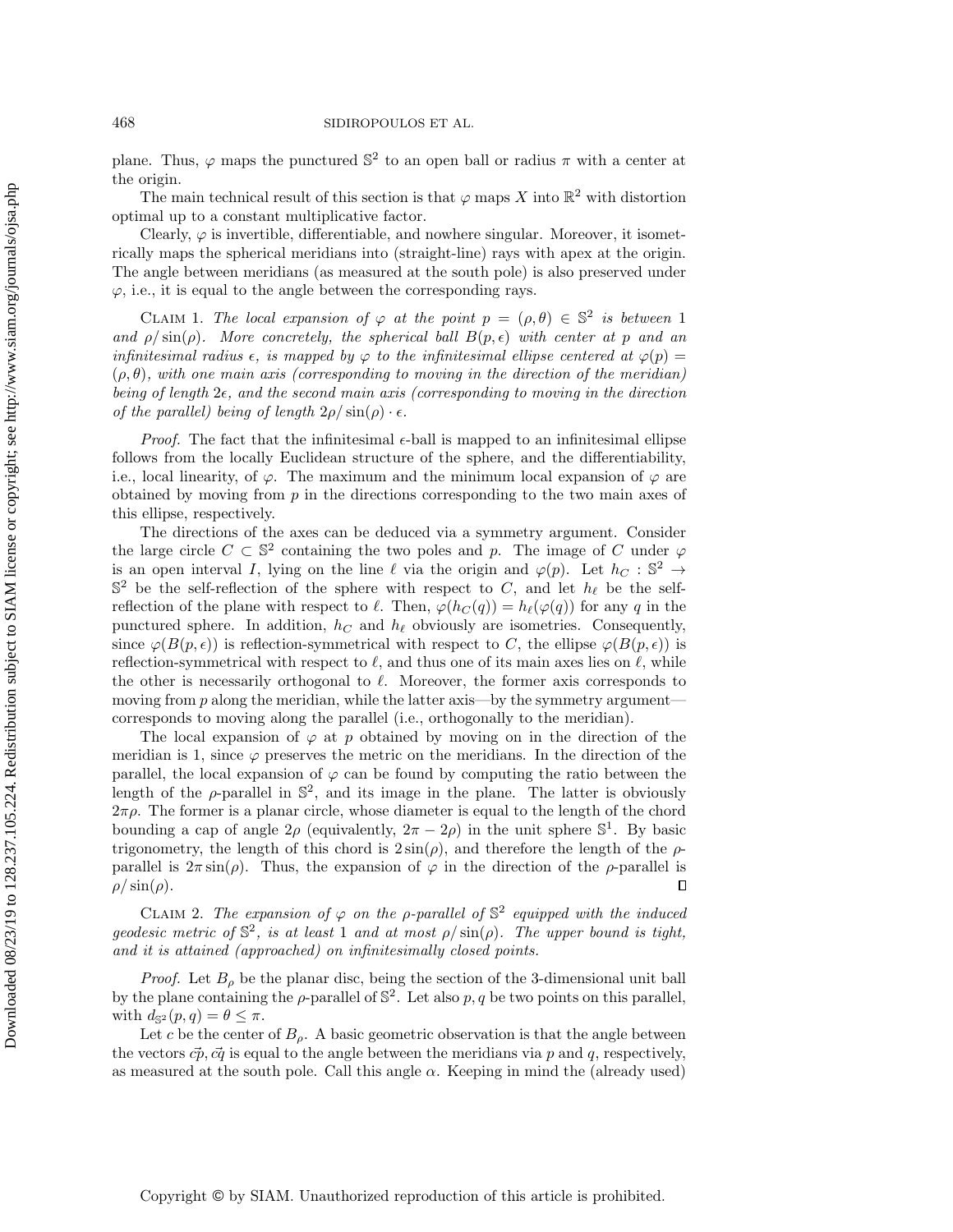plane. Thus, $\varphi$ maps the punctured $\mathbb{S}^2$ to an open ball or radius $\pi$ with a center at the origin.

The main technical result of this section is that $\varphi$ maps $X$ into $\mathbb{R}^2$ with distortion optimal up to a constant multiplicative factor.

Clearly, $\varphi$ is invertible, differentiable, and nowhere singular. Moreover, it isometrically maps the spherical meridians into (straight-line) rays with apex at the origin. The angle between meridians (as measured at the south pole) is also preserved under $\varphi$, i.e., it is equal to the angle between the corresponding rays.

CLAIM 1. *The local expansion of $\varphi$ at the point $p = (\rho, \theta) \in \mathbb{S}^2$ is between 1 and $\rho/\sin(\rho)$. More concretely, the spherical ball $B(p, \epsilon)$ with center at $p$ and an infinitesimal radius $\epsilon$, is mapped by $\varphi$ to the infinitesimal ellipse centered at $\varphi(p) = (\rho, \theta)$, with one main axis (corresponding to moving in the direction of the meridian) being of length $2\epsilon$, and the second main axis (corresponding to moving in the direction of the parallel) being of length $2\rho/\sin(\rho) \cdot \epsilon$.*

*Proof.* The fact that the infinitesimal $\epsilon$-ball is mapped to an infinitesimal ellipse follows from the locally Euclidean structure of the sphere, and the differentiability, i.e., local linearity, of $\varphi$. The maximum and the minimum local expansion of $\varphi$ are obtained by moving from $p$ in the directions corresponding to the two main axes of this ellipse, respectively.

The directions of the axes can be deduced via a symmetry argument. Consider the large circle $C \subset \mathbb{S}^2$ containing the two poles and $p$. The image of $C$ under $\varphi$ is an open interval $I$, lying on the line $\ell$ via the origin and $\varphi(p)$. Let $h_C : \mathbb{S}^2 \to \mathbb{S}^2$ be the self-reflection of the sphere with respect to $C$, and let $h_\ell$ be the self-reflection of the plane with respect to $\ell$. Then, $\varphi(h_C(q)) = h_\ell(\varphi(q))$ for any $q$ in the punctured sphere. In addition, $h_C$ and $h_\ell$ obviously are isometries. Consequently, since $\varphi(B(p, \epsilon))$ is reflection-symmetrical with respect to $C$, the ellipse $\varphi(B(p, \epsilon))$ is reflection-symmetrical with respect to $\ell$, and thus one of its main axes lies on $\ell$, while the other is necessarily orthogonal to $\ell$. Moreover, the former axis corresponds to moving from $p$ along the meridian, while the latter axis—by the symmetry argument—corresponds to moving along the parallel (i.e., orthogonally to the meridian).

The local expansion of $\varphi$ at $p$ obtained by moving on in the direction of the meridian is 1, since $\varphi$ preserves the metric on the meridians. In the direction of the parallel, the local expansion of $\varphi$ can be found by computing the ratio between the length of the $\rho$-parallel in $\mathbb{S}^2$, and its image in the plane. The latter is obviously $2\pi\rho$. The former is a planar circle, whose diameter is equal to the length of the chord bounding a cap of angle $2\rho$ (equivalently, $2\pi - 2\rho$) in the unit sphere $\mathbb{S}^1$. By basic trigonometry, the length of this chord is $2\sin(\rho)$, and therefore the length of the $\rho$-parallel is $2\pi \sin(\rho)$. Thus, the expansion of $\varphi$ in the direction of the $\rho$-parallel is $\rho/\sin(\rho)$. ∎

CLAIM 2. *The expansion of $\varphi$ on the $\rho$-parallel of $\mathbb{S}^2$ equipped with the induced geodesic metric of $\mathbb{S}^2$, is at least 1 and at most $\rho/\sin(\rho)$. The upper bound is tight, and it is attained (approached) on infinitesimally closed points.*

*Proof.* Let $B_\rho$ be the planar disc, being the section of the 3-dimensional unit ball by the plane containing the $\rho$-parallel of $\mathbb{S}^2$. Let also $p, q$ be two points on this parallel, with $d_{\mathbb{S}^2}(p, q) = \theta \leq \pi$.

Let $c$ be the center of $B_\rho$. A basic geometric observation is that the angle between the vectors $\vec{cp}, \vec{cq}$ is equal to the angle between the meridians via $p$ and $q$, respectively, as measured at the south pole. Call this angle $\alpha$. Keeping in mind the (already used)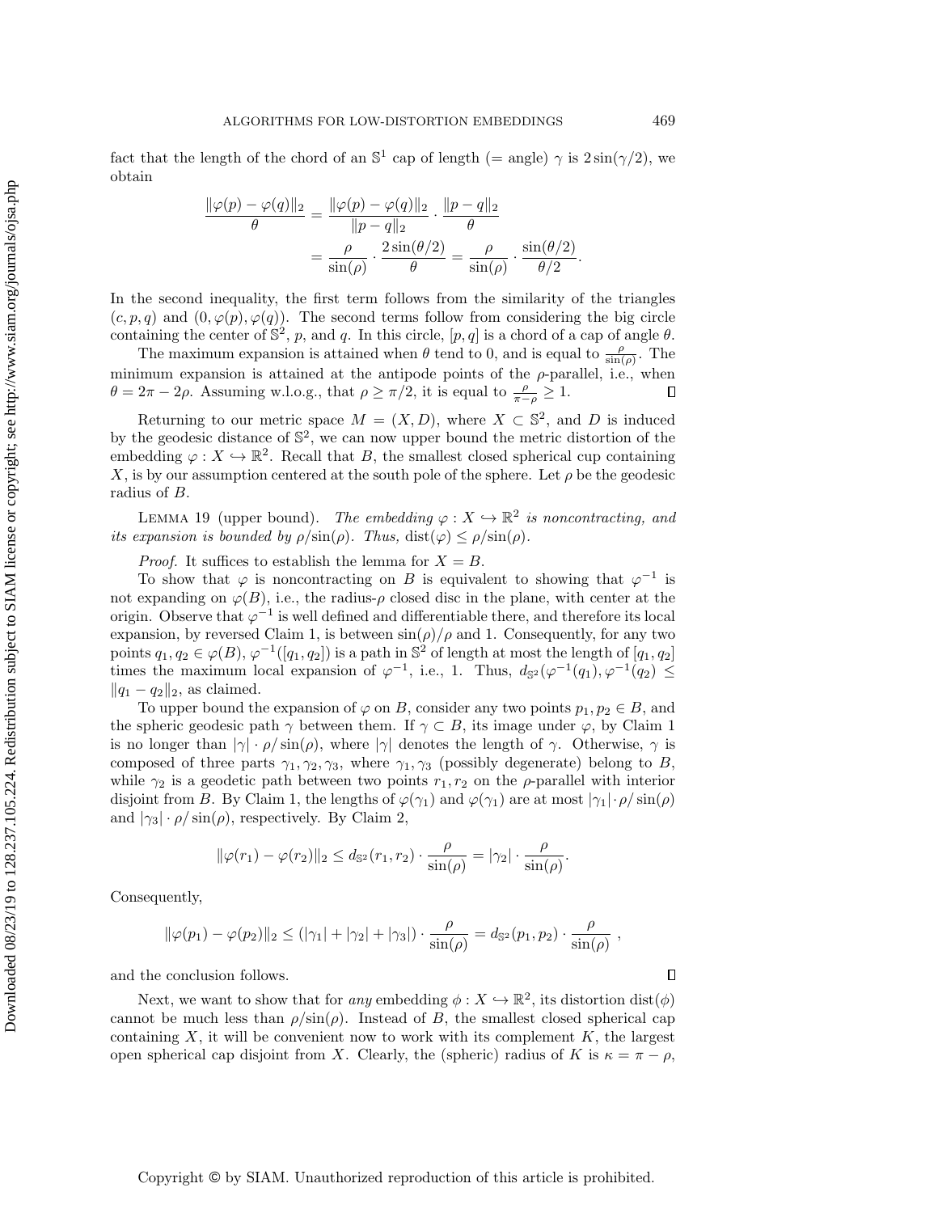fact that the length of the chord of an $\mathbb{S}^1$ cap of length (= angle) $\gamma$ is $2\sin(\gamma/2)$, we obtain

$$\frac{\|\varphi(p)-\varphi(q)\|_2}{\theta} = \frac{\|\varphi(p)-\varphi(q)\|_2}{\|p-q\|_2}\cdot\frac{\|p-q\|_2}{\theta}$$
$$= \frac{\rho}{\sin(\rho)}\cdot\frac{2\sin(\theta/2)}{\theta} = \frac{\rho}{\sin(\rho)}\cdot\frac{\sin(\theta/2)}{\theta/2}.$$

In the second inequality, the first term follows from the similarity of the triangles $(c,p,q)$ and $(0,\varphi(p),\varphi(q))$. The second terms follow from considering the big circle containing the center of $\mathbb{S}^2$, $p$, and $q$. In this circle, $[p,q]$ is a chord of a cap of angle $\theta$.

The maximum expansion is attained when $\theta$ tend to 0, and is equal to $\frac{\rho}{\sin(\rho)}$. The minimum expansion is attained at the antipode points of the $\rho$-parallel, i.e., when $\theta = 2\pi - 2\rho$. Assuming w.l.o.g., that $\rho \geq \pi/2$, it is equal to $\frac{\rho}{\pi-\rho} \geq 1$. □

Returning to our metric space $M = (X, D)$, where $X \subset \mathbb{S}^2$, and $D$ is induced by the geodesic distance of $\mathbb{S}^2$, we can now upper bound the metric distortion of the embedding $\varphi : X \hookrightarrow \mathbb{R}^2$. Recall that $B$, the smallest closed spherical cup containing $X$, is by our assumption centered at the south pole of the sphere. Let $\rho$ be the geodesic radius of $B$.

Lemma 19 (upper bound). *The embedding $\varphi : X \hookrightarrow \mathbb{R}^2$ is noncontracting, and its expansion is bounded by $\rho/\sin(\rho)$. Thus, $\mathrm{dist}(\varphi) \leq \rho/\sin(\rho)$.*

*Proof.* It suffices to establish the lemma for $X = B$.

To show that $\varphi$ is noncontracting on $B$ is equivalent to showing that $\varphi^{-1}$ is not expanding on $\varphi(B)$, i.e., the radius-$\rho$ closed disc in the plane, with center at the origin. Observe that $\varphi^{-1}$ is well defined and differentiable there, and therefore its local expansion, by reversed Claim 1, is between $\sin(\rho)/\rho$ and 1. Consequently, for any two points $q_1, q_2 \in \varphi(B)$, $\varphi^{-1}([q_1,q_2])$ is a path in $\mathbb{S}^2$ of length at most the length of $[q_1,q_2]$ times the maximum local expansion of $\varphi^{-1}$, i.e., 1. Thus, $d_{\mathbb{S}^2}(\varphi^{-1}(q_1), \varphi^{-1}(q_2) \leq \|q_1 - q_2\|_2$, as claimed.

To upper bound the expansion of $\varphi$ on $B$, consider any two points $p_1, p_2 \in B$, and the spheric geodesic path $\gamma$ between them. If $\gamma \subset B$, its image under $\varphi$, by Claim 1 is no longer than $|\gamma|\cdot\rho/\sin(\rho)$, where $|\gamma|$ denotes the length of $\gamma$. Otherwise, $\gamma$ is composed of three parts $\gamma_1, \gamma_2, \gamma_3$, where $\gamma_1, \gamma_3$ (possibly degenerate) belong to $B$, while $\gamma_2$ is a geodetic path between two points $r_1, r_2$ on the $\rho$-parallel with interior disjoint from $B$. By Claim 1, the lengths of $\varphi(\gamma_1)$ and $\varphi(\gamma_1)$ are at most $|\gamma_1|\cdot\rho/\sin(\rho)$ and $|\gamma_3|\cdot\rho/\sin(\rho)$, respectively. By Claim 2,

$$\|\varphi(r_1)-\varphi(r_2)\|_2 \leq d_{\mathbb{S}^2}(r_1,r_2)\cdot\frac{\rho}{\sin(\rho)} = |\gamma_2|\cdot\frac{\rho}{\sin(\rho)}.$$

Consequently,

$$\|\varphi(p_1)-\varphi(p_2)\|_2 \leq (|\gamma_1|+|\gamma_2|+|\gamma_3|)\cdot\frac{\rho}{\sin(\rho)} = d_{\mathbb{S}^2}(p_1,p_2)\cdot\frac{\rho}{\sin(\rho)}\ ,$$

and the conclusion follows. □

Next, we want to show that for *any* embedding $\phi : X \hookrightarrow \mathbb{R}^2$, its distortion $\mathrm{dist}(\phi)$ cannot be much less than $\rho/\sin(\rho)$. Instead of $B$, the smallest closed spherical cap containing $X$, it will be convenient now to work with its complement $K$, the largest open spherical cap disjoint from $X$. Clearly, the (spheric) radius of $K$ is $\kappa = \pi - \rho$,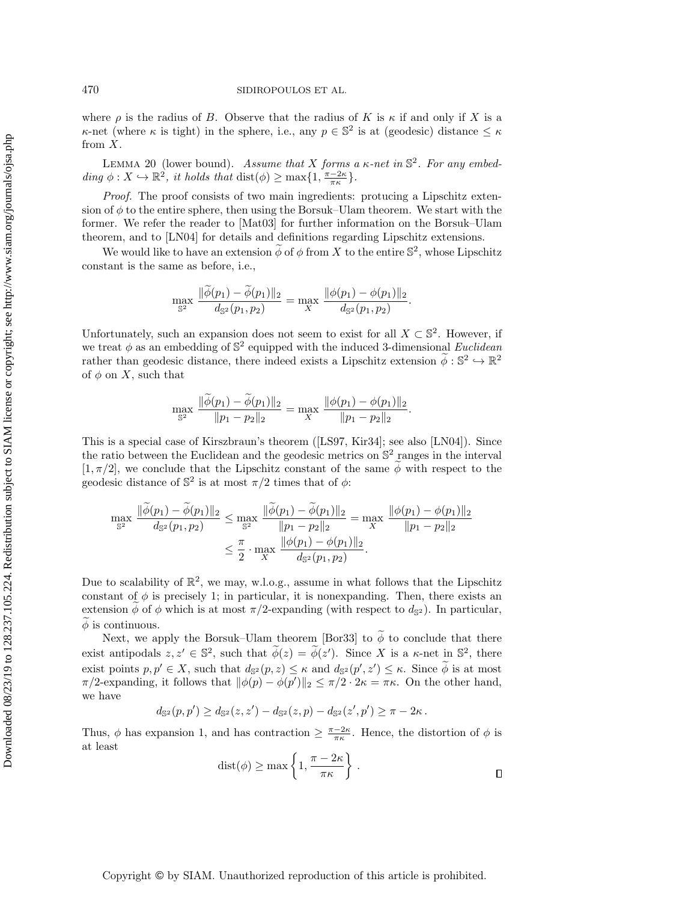where $\rho$ is the radius of $B$. Observe that the radius of $K$ is $\kappa$ if and only if $X$ is a $\kappa$-net (where $\kappa$ is tight) in the sphere, i.e., any $p \in \mathbb{S}^2$ is at (geodesic) distance $\leq \kappa$ from $X$.

Lemma 20 (lower bound). *Assume that $X$ forms a $\kappa$-net in $\mathbb{S}^2$. For any embedding $\phi : X \hookrightarrow \mathbb{R}^2$, it holds that $\operatorname{dist}(\phi) \geq \max\{1, \frac{\pi - 2\kappa}{\pi\kappa}\}$.*

*Proof.* The proof consists of two main ingredients: protucing a Lipschitz extension of $\phi$ to the entire sphere, then using the Borsuk–Ulam theorem. We start with the former. We refer the reader to [Mat03] for further information on the Borsuk–Ulam theorem, and to [LN04] for details and definitions regarding Lipschitz extensions.

We would like to have an extension $\widetilde{\phi}$ of $\phi$ from $X$ to the entire $\mathbb{S}^2$, whose Lipschitz constant is the same as before, i.e.,

$$\max_{\mathbb{S}^2} \frac{\|\widetilde{\phi}(p_1) - \widetilde{\phi}(p_1)\|_2}{d_{\mathbb{S}^2}(p_1, p_2)} = \max_X \frac{\|\phi(p_1) - \phi(p_1)\|_2}{d_{\mathbb{S}^2}(p_1, p_2)}.$$

Unfortunately, such an expansion does not seem to exist for all $X \subset \mathbb{S}^2$. However, if we treat $\phi$ as an embedding of $\mathbb{S}^2$ equipped with the induced 3-dimensional *Euclidean* rather than geodesic distance, there indeed exists a Lipschitz extension $\widetilde{\phi} : \mathbb{S}^2 \hookrightarrow \mathbb{R}^2$ of $\phi$ on $X$, such that

$$\max_{\mathbb{S}^2} \frac{\|\widetilde{\phi}(p_1) - \widetilde{\phi}(p_1)\|_2}{\|p_1 - p_2\|_2} = \max_X \frac{\|\phi(p_1) - \phi(p_1)\|_2}{\|p_1 - p_2\|_2}.$$

This is a special case of Kirszbraun's theorem ([LS97, Kir34]; see also [LN04]). Since the ratio between the Euclidean and the geodesic metrics on $\mathbb{S}^2$ ranges in the interval $[1, \pi/2]$, we conclude that the Lipschitz constant of the same $\widetilde{\phi}$ with respect to the geodesic distance of $\mathbb{S}^2$ is at most $\pi/2$ times that of $\phi$:

$$\begin{aligned}
\max_{\mathbb{S}^2} \frac{\|\widetilde{\phi}(p_1) - \widetilde{\phi}(p_1)\|_2}{d_{\mathbb{S}^2}(p_1, p_2)} &\leq \max_{\mathbb{S}^2} \frac{\|\widetilde{\phi}(p_1) - \widetilde{\phi}(p_1)\|_2}{\|p_1 - p_2\|_2} = \max_X \frac{\|\phi(p_1) - \phi(p_1)\|_2}{\|p_1 - p_2\|_2} \\
&\leq \frac{\pi}{2} \cdot \max_X \frac{\|\phi(p_1) - \phi(p_1)\|_2}{d_{\mathbb{S}^2}(p_1, p_2)}.
\end{aligned}$$

Due to scalability of $\mathbb{R}^2$, we may, w.l.o.g., assume in what follows that the Lipschitz constant of $\phi$ is precisely 1; in particular, it is nonexpanding. Then, there exists an extension $\widetilde{\phi}$ of $\phi$ which is at most $\pi/2$-expanding (with respect to $d_{\mathbb{S}^2}$). In particular, $\widetilde{\phi}$ is continuous.

Next, we apply the Borsuk–Ulam theorem [Bor33] to $\widetilde{\phi}$ to conclude that there exist antipodals $z, z' \in \mathbb{S}^2$, such that $\widetilde{\phi}(z) = \widetilde{\phi}(z')$. Since $X$ is a $\kappa$-net in $\mathbb{S}^2$, there exist points $p, p' \in X$, such that $d_{\mathbb{S}^2}(p, z) \leq \kappa$ and $d_{\mathbb{S}^2}(p', z') \leq \kappa$. Since $\widetilde{\phi}$ is at most $\pi/2$-expanding, it follows that $\|\phi(p) - \phi(p')\|_2 \leq \pi/2 \cdot 2\kappa = \pi\kappa$. On the other hand, we have

$$d_{\mathbb{S}^2}(p, p') \geq d_{\mathbb{S}^2}(z, z') - d_{\mathbb{S}^2}(z, p) - d_{\mathbb{S}^2}(z', p') \geq \pi - 2\kappa\,.$$

Thus, $\phi$ has expansion 1, and has contraction $\geq \frac{\pi - 2\kappa}{\pi\kappa}$. Hence, the distortion of $\phi$ is at least

$$\operatorname{dist}(\phi) \geq \max\left\{1, \frac{\pi - 2\kappa}{\pi\kappa}\right\}\,. \qquad \square$$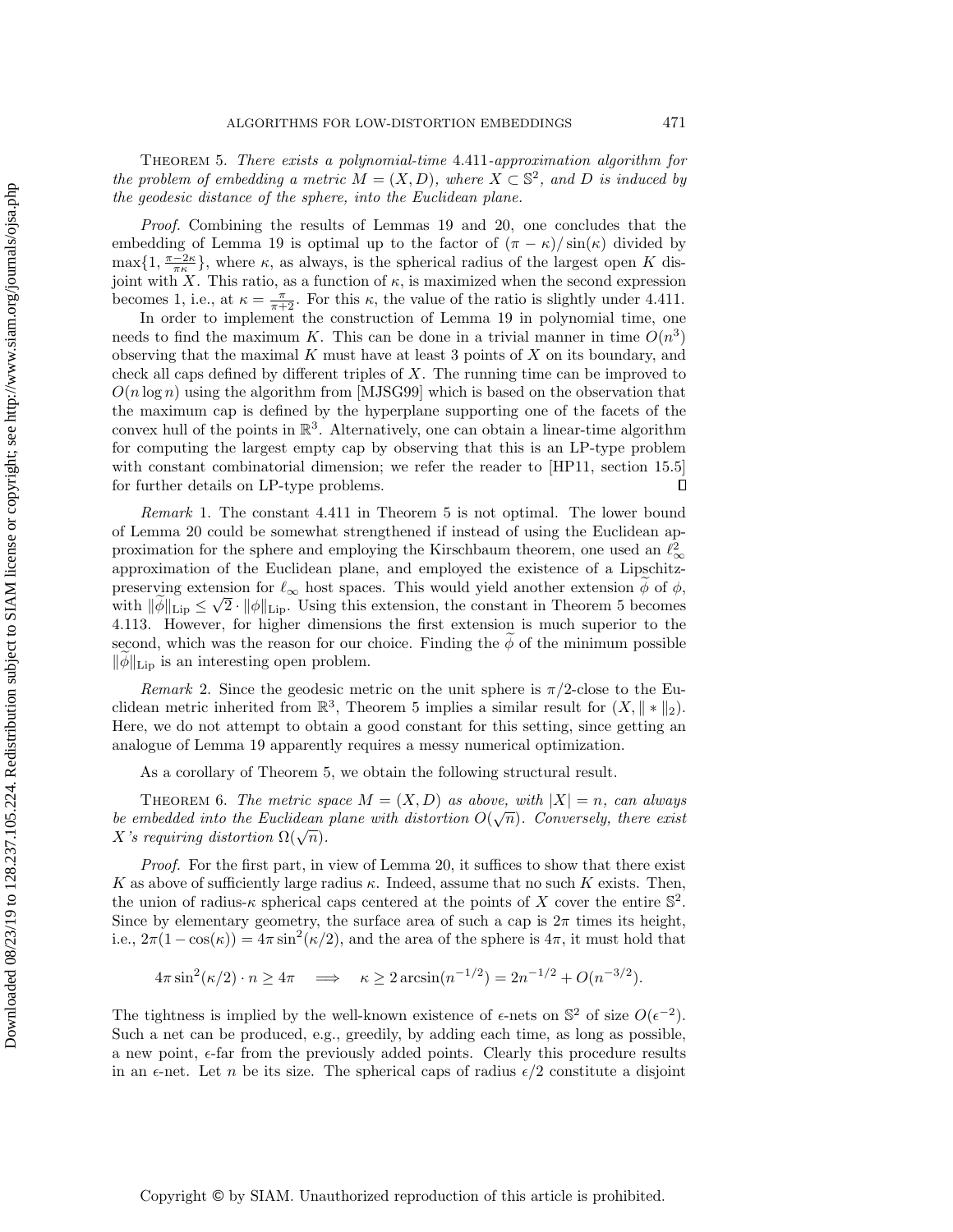**Theorem 5.** *There exists a polynomial-time* 4.411*-approximation algorithm for the problem of embedding a metric $M = (X, D)$, where $X \subset \mathbb{S}^2$, and $D$ is induced by the geodesic distance of the sphere, into the Euclidean plane.*

*Proof.* Combining the results of Lemmas 19 and 20, one concludes that the embedding of Lemma 19 is optimal up to the factor of $(\pi - \kappa)/\sin(\kappa)$ divided by $\max\{1, \frac{\pi-2\kappa}{\pi\kappa}\}$, where $\kappa$, as always, is the spherical radius of the largest open $K$ disjoint with $X$. This ratio, as a function of $\kappa$, is maximized when the second expression becomes 1, i.e., at $\kappa = \frac{\pi}{\pi+2}$. For this $\kappa$, the value of the ratio is slightly under 4.411.

In order to implement the construction of Lemma 19 in polynomial time, one needs to find the maximum $K$. This can be done in a trivial manner in time $O(n^3)$ observing that the maximal $K$ must have at least 3 points of $X$ on its boundary, and check all caps defined by different triples of $X$. The running time can be improved to $O(n \log n)$ using the algorithm from [MJSG99] which is based on the observation that the maximum cap is defined by the hyperplane supporting one of the facets of the convex hull of the points in $\mathbb{R}^3$. Alternatively, one can obtain a linear-time algorithm for computing the largest empty cap by observing that this is an LP-type problem with constant combinatorial dimension; we refer the reader to [HP11, section 15.5] for further details on LP-type problems. ∎

*Remark* 1. The constant 4.411 in Theorem 5 is not optimal. The lower bound of Lemma 20 could be somewhat strengthened if instead of using the Euclidean approximation for the sphere and employing the Kirschbaum theorem, one used an $\ell_\infty^2$ approximation of the Euclidean plane, and employed the existence of a Lipschitz-preserving extension for $\ell_\infty$ host spaces. This would yield another extension $\widetilde{\phi}$ of $\phi$, with $\|\widetilde{\phi}\|_{\text{Lip}} \leq \sqrt{2} \cdot \|\phi\|_{\text{Lip}}$. Using this extension, the constant in Theorem 5 becomes 4.113. However, for higher dimensions the first extension is much superior to the second, which was the reason for our choice. Finding the $\widetilde{\phi}$ of the minimum possible $\|\widetilde{\phi}\|_{\text{Lip}}$ is an interesting open problem.

*Remark* 2. Since the geodesic metric on the unit sphere is $\pi/2$-close to the Euclidean metric inherited from $\mathbb{R}^3$, Theorem 5 implies a similar result for $(X, \| * \|_2)$. Here, we do not attempt to obtain a good constant for this setting, since getting an analogue of Lemma 19 apparently requires a messy numerical optimization.

As a corollary of Theorem 5, we obtain the following structural result.

**Theorem 6.** *The metric space $M = (X, D)$ as above, with $|X| = n$, can always be embedded into the Euclidean plane with distortion $O(\sqrt{n})$. Conversely, there exist $X$'s requiring distortion $\Omega(\sqrt{n})$.*

*Proof.* For the first part, in view of Lemma 20, it suffices to show that there exist $K$ as above of sufficiently large radius $\kappa$. Indeed, assume that no such $K$ exists. Then, the union of radius-$\kappa$ spherical caps centered at the points of $X$ cover the entire $\mathbb{S}^2$. Since by elementary geometry, the surface area of such a cap is $2\pi$ times its height, i.e., $2\pi(1 - \cos(\kappa)) = 4\pi \sin^2(\kappa/2)$, and the area of the sphere is $4\pi$, it must hold that

$$4\pi \sin^2(\kappa/2) \cdot n \geq 4\pi \quad \Longrightarrow \quad \kappa \geq 2 \arcsin(n^{-1/2}) = 2n^{-1/2} + O(n^{-3/2}).$$

The tightness is implied by the well-known existence of $\epsilon$-nets on $\mathbb{S}^2$ of size $O(\epsilon^{-2})$. Such a net can be produced, e.g., greedily, by adding each time, as long as possible, a new point, $\epsilon$-far from the previously added points. Clearly this procedure results in an $\epsilon$-net. Let $n$ be its size. The spherical caps of radius $\epsilon/2$ constitute a disjoint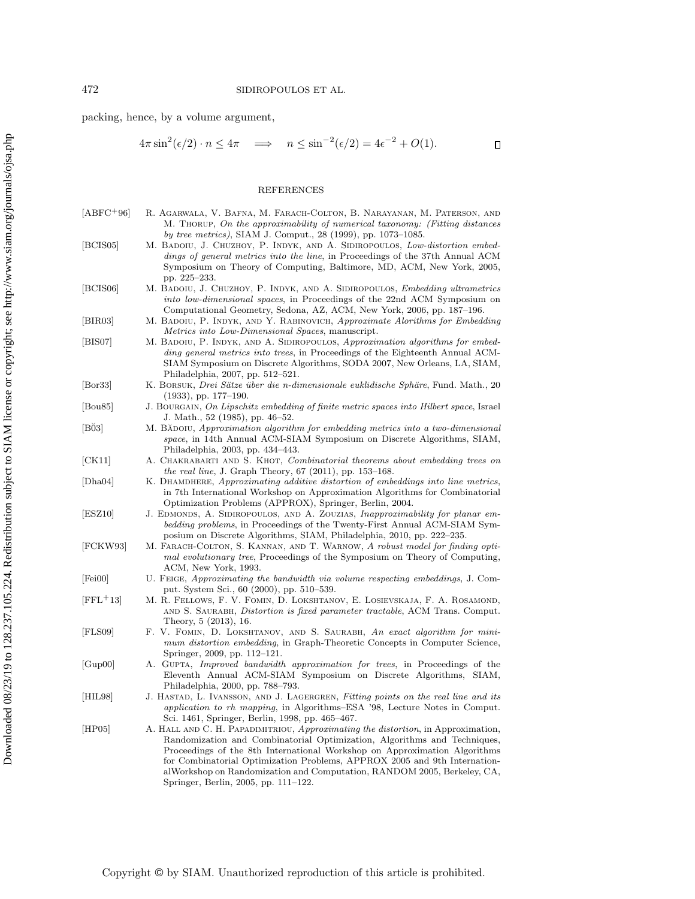packing, hence, by a volume argument,

$$4\pi \sin^2(\epsilon/2) \cdot n \leq 4\pi \quad \Longrightarrow \quad n \leq \sin^{-2}(\epsilon/2) = 4\epsilon^{-2} + O(1). \qquad \square$$

## REFERENCES

[ABFC+96] R. Agarwala, V. Bafna, M. Farach-Colton, B. Narayanan, M. Paterson, and M. Thorup, *On the approximability of numerical taxonomy: (Fitting distances by tree metrics)*, SIAM J. Comput., 28 (1999), pp. 1073–1085.

[BCIS05] M. Badoiu, J. Chuzhoy, P. Indyk, and A. Sidiropoulos, *Low-distortion embeddings of general metrics into the line*, in Proceedings of the 37th Annual ACM Symposium on Theory of Computing, Baltimore, MD, ACM, New York, 2005, pp. 225–233.

[BCIS06] M. Badoiu, J. Chuzhoy, P. Indyk, and A. Sidiropoulos, *Embedding ultrametrics into low-dimensional spaces*, in Proceedings of the 22nd ACM Symposium on Computational Geometry, Sedona, AZ, ACM, New York, 2006, pp. 187–196.

[BIR03] M. Badoiu, P. Indyk, and Y. Rabinovich, *Approximate Alorithms for Embedding Metrics into Low-Dimensional Spaces*, manuscript.

[BIS07] M. Badoiu, P. Indyk, and A. Sidiropoulos, *Approximation algorithms for embedding general metrics into trees*, in Proceedings of the Eighteenth Annual ACM-SIAM Symposium on Discrete Algorithms, SODA 2007, New Orleans, LA, SIAM, Philadelphia, 2007, pp. 512–521.

[Bor33] K. Borsuk, *Drei Sätze über die n-dimensionale euklidische Sphäre*, Fund. Math., 20 (1933), pp. 177–190.

[Bou85] J. Bourgain, *On Lipschitz embedding of finite metric spaces into Hilbert space*, Israel J. Math., 52 (1985), pp. 46–52.

[Bǎ03] M. Bǎdoiu, *Approximation algorithm for embedding metrics into a two-dimensional space*, in 14th Annual ACM-SIAM Symposium on Discrete Algorithms, SIAM, Philadelphia, 2003, pp. 434–443.

[CK11] A. Chakrabarti and S. Khot, *Combinatorial theorems about embedding trees on the real line*, J. Graph Theory, 67 (2011), pp. 153–168.

[Dha04] K. Dhamdhere, *Approximating additive distortion of embeddings into line metrics*, in 7th International Workshop on Approximation Algorithms for Combinatorial Optimization Problems (APPROX), Springer, Berlin, 2004.

[ESZ10] J. Edmonds, A. Sidiropoulos, and A. Zouzias, *Inapproximability for planar embedding problems*, in Proceedings of the Twenty-First Annual ACM-SIAM Symposium on Discrete Algorithms, SIAM, Philadelphia, 2010, pp. 222–235.

[FCKW93] M. Farach-Colton, S. Kannan, and T. Warnow, *A robust model for finding optimal evolutionary tree*, Proceedings of the Symposium on Theory of Computing, ACM, New York, 1993.

[Fei00] U. Feige, *Approximating the bandwidth via volume respecting embeddings*, J. Comput. System Sci., 60 (2000), pp. 510–539.

[FFL+13] M. R. Fellows, F. V. Fomin, D. Lokshtanov, E. Losievskaja, F. A. Rosamond, and S. Saurabh, *Distortion is fixed parameter tractable*, ACM Trans. Comput. Theory, 5 (2013), 16.

[FLS09] F. V. Fomin, D. Lokshtanov, and S. Saurabh, *An exact algorithm for minimum distortion embedding*, in Graph-Theoretic Concepts in Computer Science, Springer, 2009, pp. 112–121.

[Gup00] A. Gupta, *Improved bandwidth approximation for trees*, in Proceedings of the Eleventh Annual ACM-SIAM Symposium on Discrete Algorithms, SIAM, Philadelphia, 2000, pp. 788–793.

[HIL98] J. Hastad, L. Ivansson, and J. Lagergren, *Fitting points on the real line and its application to rh mapping*, in Algorithms–ESA '98, Lecture Notes in Comput. Sci. 1461, Springer, Berlin, 1998, pp. 465–467.

[HP05] A. Hall and C. H. Papadimitriou, *Approximating the distortion*, in Approximation, Randomization and Combinatorial Optimization, Algorithms and Techniques, Proceedings of the 8th International Workshop on Approximation Algorithms for Combinatorial Optimization Problems, APPROX 2005 and 9th InternationalWorkshop on Randomization and Computation, RANDOM 2005, Berkeley, CA, Springer, Berlin, 2005, pp. 111–122.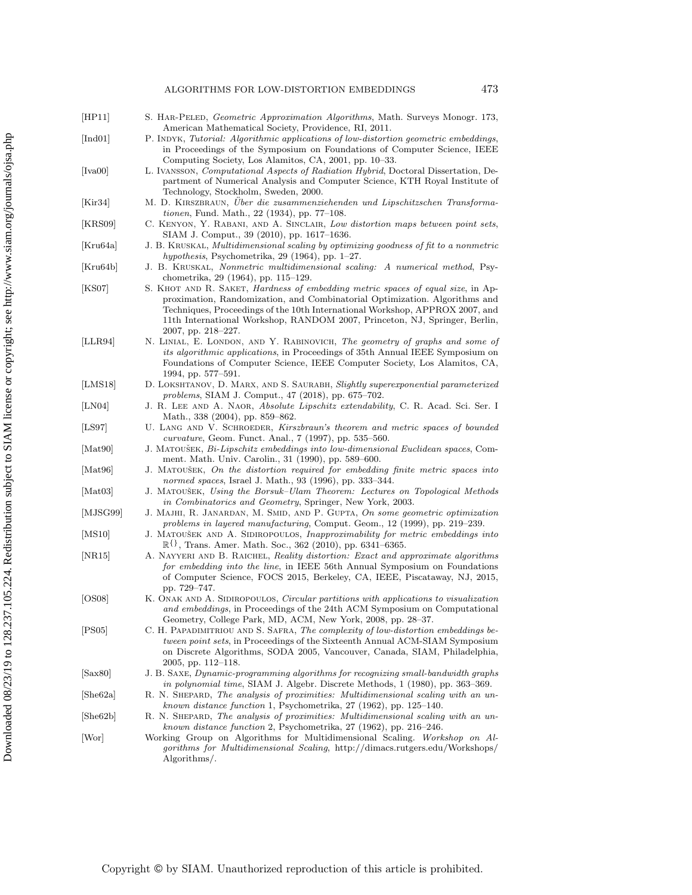[HP11] S. Har-Peled, *Geometric Approximation Algorithms*, Math. Surveys Monogr. 173, American Mathematical Society, Providence, RI, 2011.

[Ind01] P. Indyk, *Tutorial: Algorithmic applications of low-distortion geometric embeddings*, in Proceedings of the Symposium on Foundations of Computer Science, IEEE Computing Society, Los Alamitos, CA, 2001, pp. 10–33.

[Iva00] L. Ivansson, *Computational Aspects of Radiation Hybrid*, Doctoral Dissertation, Department of Numerical Analysis and Computer Science, KTH Royal Institute of Technology, Stockholm, Sweden, 2000.

[Kir34] M. D. Kirszbraun, *Über die zusammenziehenden und Lipschitzschen Transformationen*, Fund. Math., 22 (1934), pp. 77–108.

[KRS09] C. Kenyon, Y. Rabani, and A. Sinclair, *Low distortion maps between point sets*, SIAM J. Comput., 39 (2010), pp. 1617–1636.

[Kru64a] J. B. Kruskal, *Multidimensional scaling by optimizing goodness of fit to a nonmetric hypothesis*, Psychometrika, 29 (1964), pp. 1–27.

[Kru64b] J. B. Kruskal, *Nonmetric multidimensional scaling: A numerical method*, Psychometrika, 29 (1964), pp. 115–129.

[KS07] S. Khot and R. Saket, *Hardness of embedding metric spaces of equal size*, in Approximation, Randomization, and Combinatorial Optimization. Algorithms and Techniques, Proceedings of the 10th International Workshop, APPROX 2007, and 11th International Workshop, RANDOM 2007, Princeton, NJ, Springer, Berlin, 2007, pp. 218–227.

[LLR94] N. Linial, E. London, and Y. Rabinovich, *The geometry of graphs and some of its algorithmic applications*, in Proceedings of 35th Annual IEEE Symposium on Foundations of Computer Science, IEEE Computer Society, Los Alamitos, CA, 1994, pp. 577–591.

[LMS18] D. Lokshtanov, D. Marx, and S. Saurabh, *Slightly superexponential parameterized problems*, SIAM J. Comput., 47 (2018), pp. 675–702.

[LN04] J. R. Lee and A. Naor, *Absolute Lipschitz extendability*, C. R. Acad. Sci. Ser. I Math., 338 (2004), pp. 859–862.

[LS97] U. Lang and V. Schroeder, *Kirszbraun's theorem and metric spaces of bounded curvature*, Geom. Funct. Anal., 7 (1997), pp. 535–560.

[Mat90] J. Matoušek, *Bi-Lipschitz embeddings into low-dimensional Euclidean spaces*, Comment. Math. Univ. Carolin., 31 (1990), pp. 589–600.

[Mat96] J. Matoušek, *On the distortion required for embedding finite metric spaces into normed spaces*, Israel J. Math., 93 (1996), pp. 333–344.

[Mat03] J. Matoušek, *Using the Borsuk–Ulam Theorem: Lectures on Topological Methods in Combinatorics and Geometry*, Springer, New York, 2003.

[MJSG99] J. Majhi, R. Janardan, M. Smid, and P. Gupta, *On some geometric optimization problems in layered manufacturing*, Comput. Geom., 12 (1999), pp. 219–239.

[MS10] J. Matoušek and A. Sidiropoulos, *Inapproximability for metric embeddings into* $\mathbb{R}^{\{\}}$, Trans. Amer. Math. Soc., 362 (2010), pp. 6341–6365.

[NR15] A. Nayyeri and B. Raichel, *Reality distortion: Exact and approximate algorithms for embedding into the line*, in IEEE 56th Annual Symposium on Foundations of Computer Science, FOCS 2015, Berkeley, CA, IEEE, Piscataway, NJ, 2015, pp. 729–747.

[OS08] K. Onak and A. Sidiropoulos, *Circular partitions with applications to visualization and embeddings*, in Proceedings of the 24th ACM Symposium on Computational Geometry, College Park, MD, ACM, New York, 2008, pp. 28–37.

[PS05] C. H. Papadimitriou and S. Safra, *The complexity of low-distortion embeddings between point sets*, in Proceedings of the Sixteenth Annual ACM-SIAM Symposium on Discrete Algorithms, SODA 2005, Vancouver, Canada, SIAM, Philadelphia, 2005, pp. 112–118.

[Sax80] J. B. Saxe, *Dynamic-programming algorithms for recognizing small-bandwidth graphs in polynomial time*, SIAM J. Algebr. Discrete Methods, 1 (1980), pp. 363–369.

[She62a] R. N. Shepard, *The analysis of proximities: Multidimensional scaling with an unknown distance function* 1, Psychometrika, 27 (1962), pp. 125–140.

[She62b] R. N. Shepard, *The analysis of proximities: Multidimensional scaling with an unknown distance function* 2, Psychometrika, 27 (1962), pp. 216–246.

[Wor] Working Group on Algorithms for Multidimensional Scaling. *Workshop on Algorithms for Multidimensional Scaling*, http://dimacs.rutgers.edu/Workshops/Algorithms/.